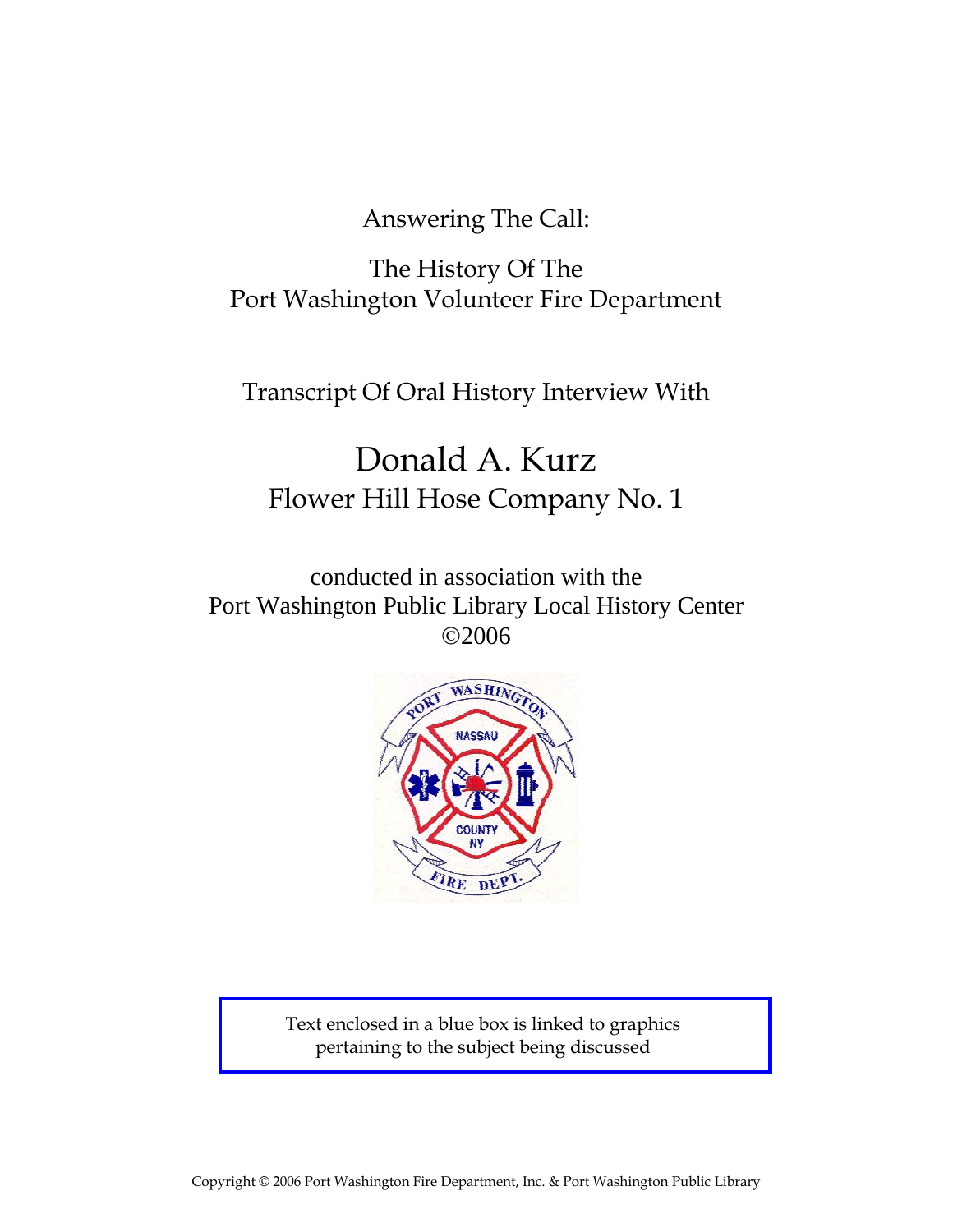Answering The Call:

The History Of The
Port Washington Volunteer Fire Department

Transcript Of Oral History Interview With

# Donald A. Kurz

## Flower Hill Hose Company No. 1

conducted in association with the
Port Washington Public Library Local History Center
©2006

Text enclosed in a blue box is linked to graphics pertaining to the subject being discussed

Copyright © 2006 Port Washington Fire Department, Inc. & Port Washington Public Library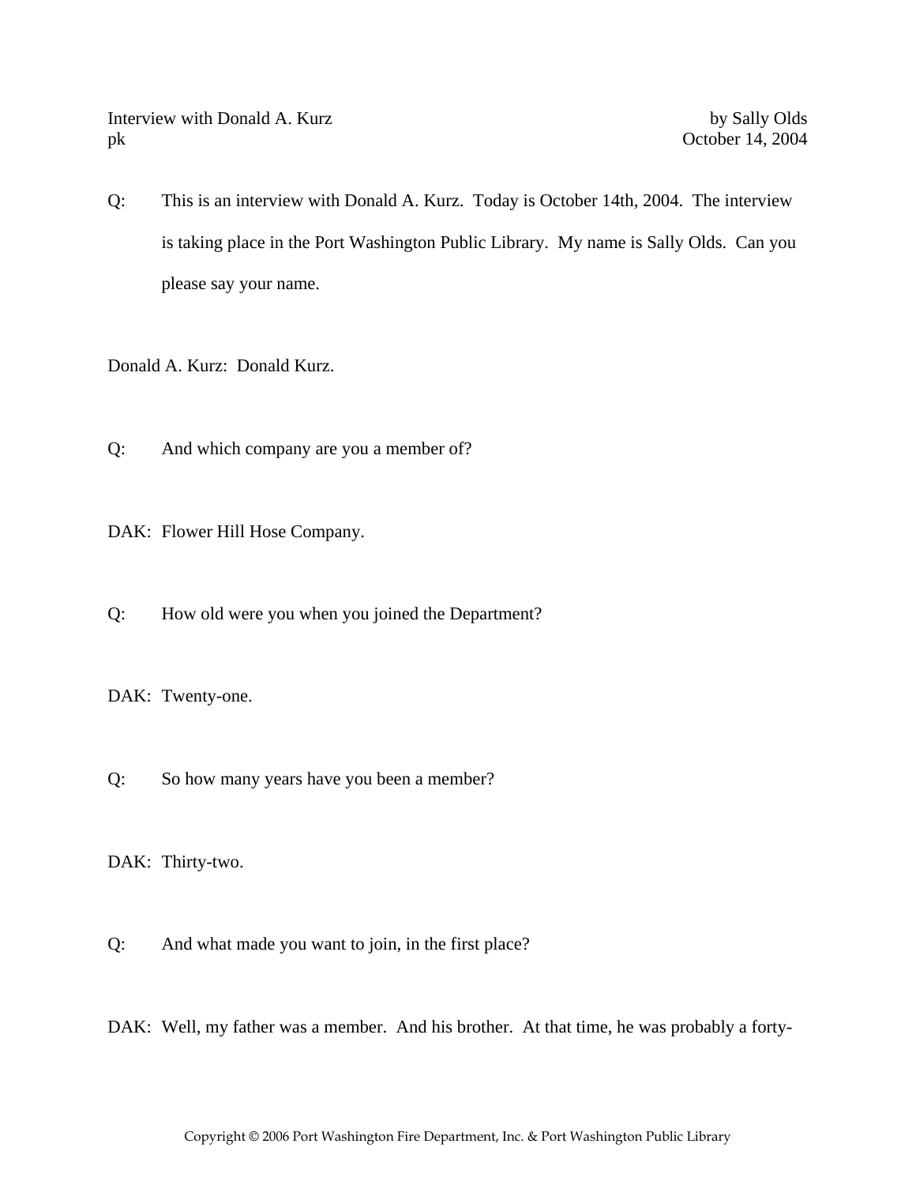Interview with Donald A. Kurz by Sally Olds
pk October 14, 2004

Q: This is an interview with Donald A. Kurz. Today is October 14th, 2004. The interview is taking place in the Port Washington Public Library. My name is Sally Olds. Can you please say your name.

Donald A. Kurz: Donald Kurz.

Q: And which company are you a member of?

DAK: Flower Hill Hose Company.

Q: How old were you when you joined the Department?

DAK: Twenty-one.

Q: So how many years have you been a member?

DAK: Thirty-two.

Q: And what made you want to join, in the first place?

DAK: Well, my father was a member. And his brother. At that time, he was probably a forty-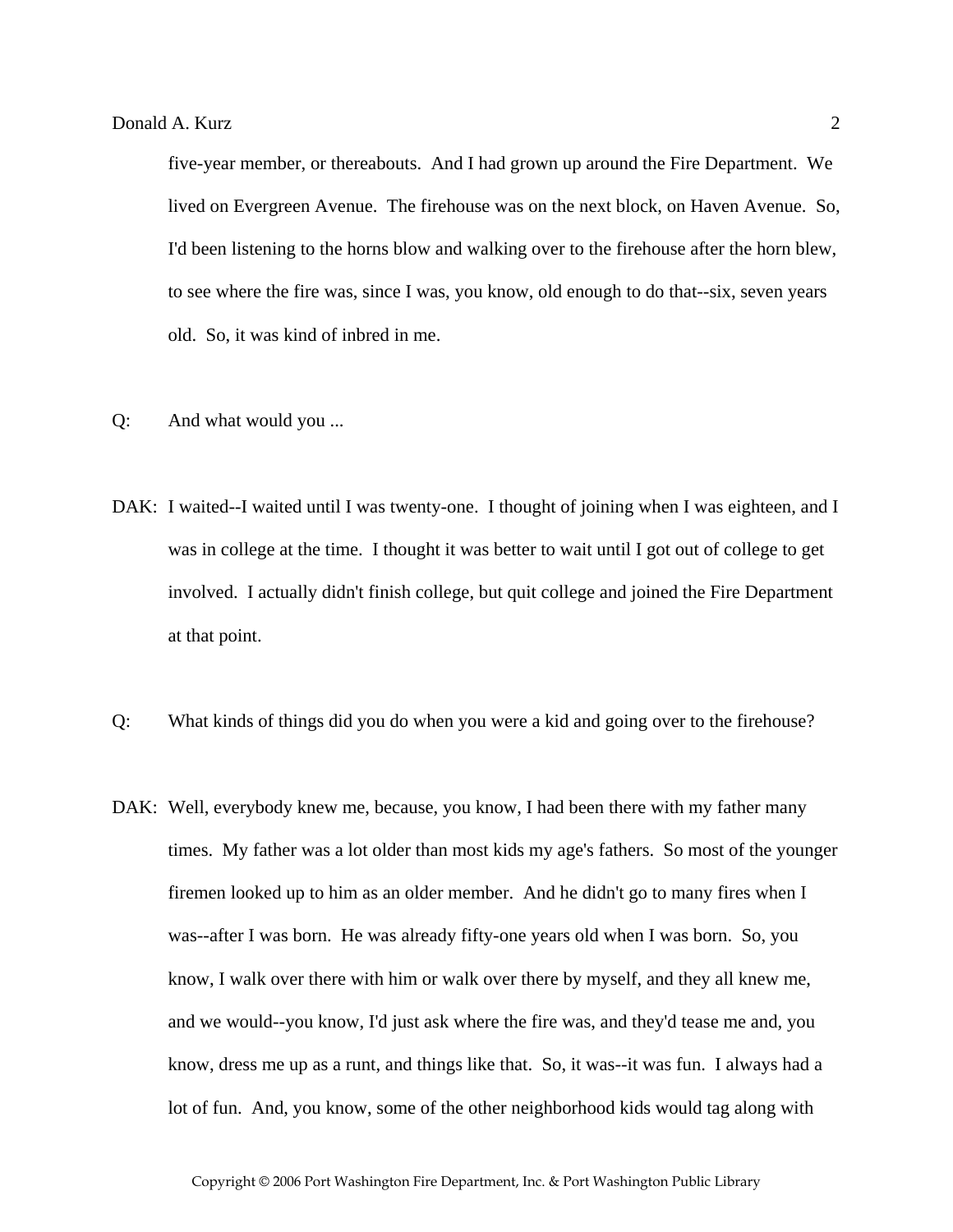five-year member, or thereabouts. And I had grown up around the Fire Department. We lived on Evergreen Avenue. The firehouse was on the next block, on Haven Avenue. So, I'd been listening to the horns blow and walking over to the firehouse after the horn blew, to see where the fire was, since I was, you know, old enough to do that--six, seven years old. So, it was kind of inbred in me.

Q: And what would you ...

DAK: I waited--I waited until I was twenty-one. I thought of joining when I was eighteen, and I was in college at the time. I thought it was better to wait until I got out of college to get involved. I actually didn't finish college, but quit college and joined the Fire Department at that point.

Q: What kinds of things did you do when you were a kid and going over to the firehouse?

DAK: Well, everybody knew me, because, you know, I had been there with my father many times. My father was a lot older than most kids my age's fathers. So most of the younger firemen looked up to him as an older member. And he didn't go to many fires when I was--after I was born. He was already fifty-one years old when I was born. So, you know, I walk over there with him or walk over there by myself, and they all knew me, and we would--you know, I'd just ask where the fire was, and they'd tease me and, you know, dress me up as a runt, and things like that. So, it was--it was fun. I always had a lot of fun. And, you know, some of the other neighborhood kids would tag along with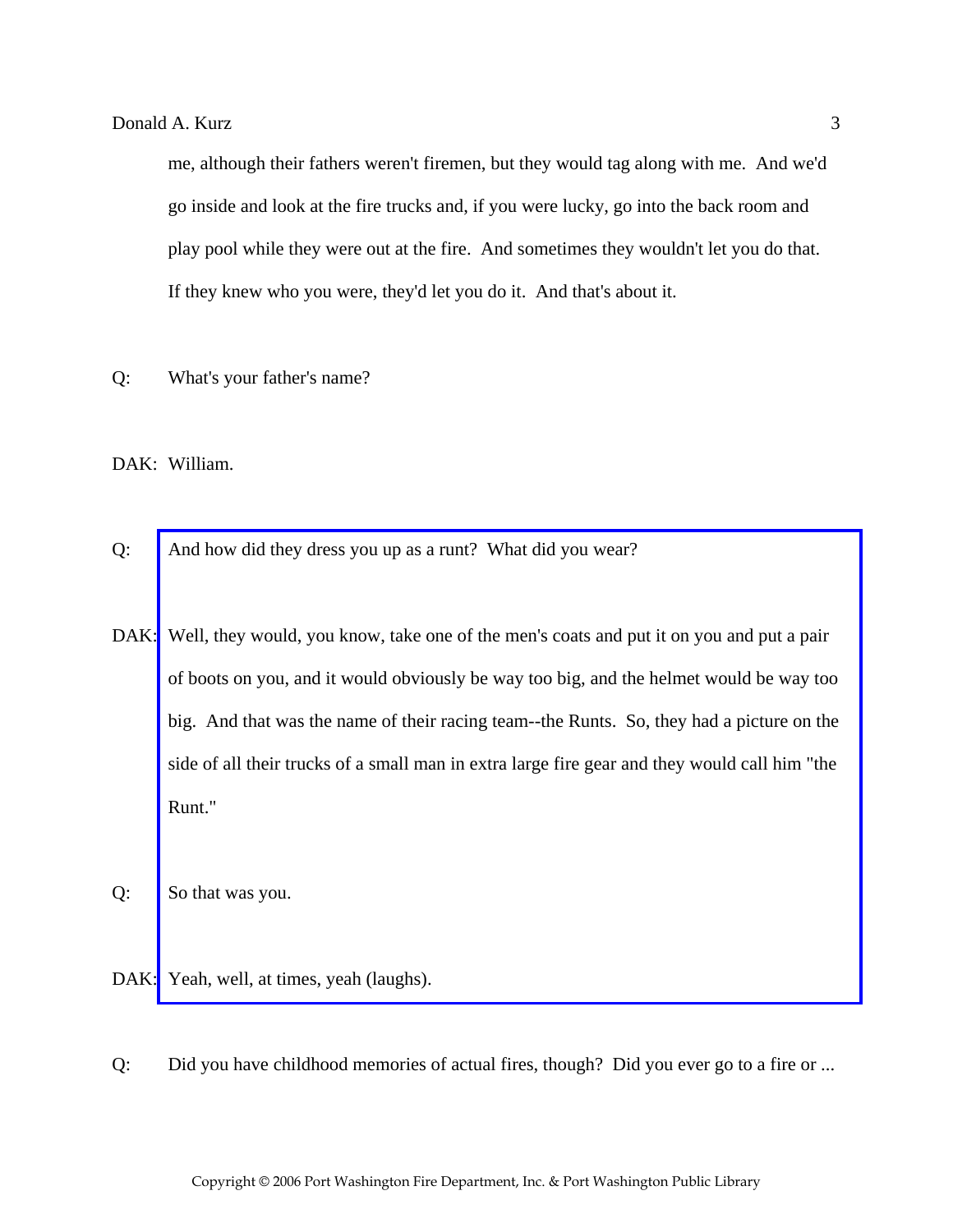me, although their fathers weren't firemen, but they would tag along with me. And we'd go inside and look at the fire trucks and, if you were lucky, go into the back room and play pool while they were out at the fire. And sometimes they wouldn't let you do that. If they knew who you were, they'd let you do it. And that's about it.

Q: What's your father's name?

DAK: William.

Q: And how did they dress you up as a runt? What did you wear?

DAK: Well, they would, you know, take one of the men's coats and put it on you and put a pair of boots on you, and it would obviously be way too big, and the helmet would be way too big. And that was the name of their racing team--the Runts. So, they had a picture on the side of all their trucks of a small man in extra large fire gear and they would call him "the Runt."

Q: So that was you.

DAK: Yeah, well, at times, yeah (laughs).

Q: Did you have childhood memories of actual fires, though? Did you ever go to a fire or ...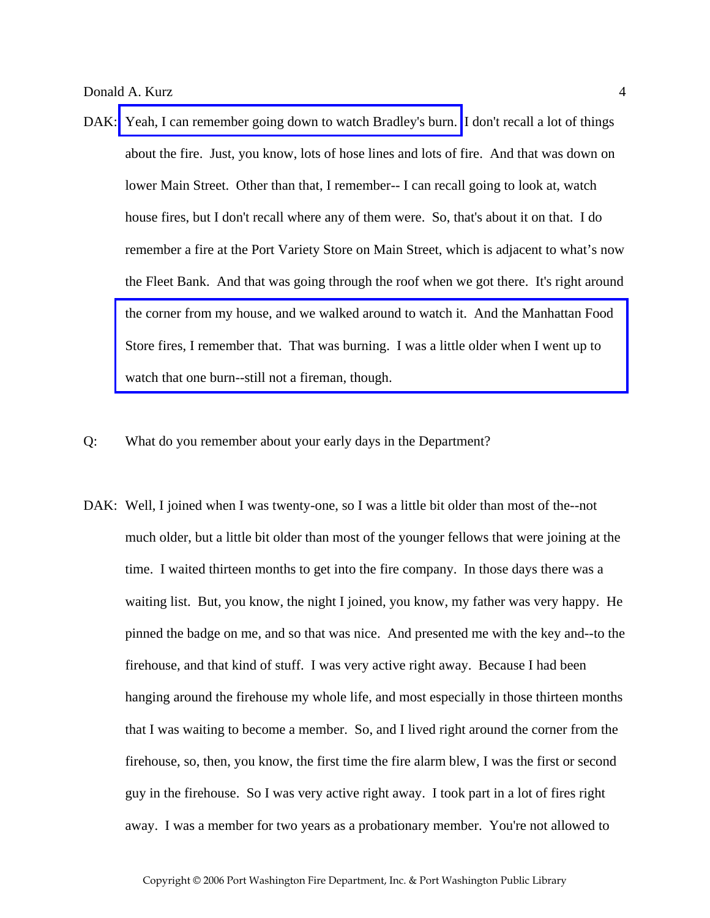DAK: Yeah, I can remember going down to watch Bradley's burn. I don't recall a lot of things about the fire. Just, you know, lots of hose lines and lots of fire. And that was down on lower Main Street. Other than that, I remember-- I can recall going to look at, watch house fires, but I don't recall where any of them were. So, that's about it on that. I do remember a fire at the Port Variety Store on Main Street, which is adjacent to what's now the Fleet Bank. And that was going through the roof when we got there. It's right around the corner from my house, and we walked around to watch it. And the Manhattan Food Store fires, I remember that. That was burning. I was a little older when I went up to watch that one burn--still not a fireman, though.

Q: What do you remember about your early days in the Department?

DAK: Well, I joined when I was twenty-one, so I was a little bit older than most of the--not much older, but a little bit older than most of the younger fellows that were joining at the time. I waited thirteen months to get into the fire company. In those days there was a waiting list. But, you know, the night I joined, you know, my father was very happy. He pinned the badge on me, and so that was nice. And presented me with the key and--to the firehouse, and that kind of stuff. I was very active right away. Because I had been hanging around the firehouse my whole life, and most especially in those thirteen months that I was waiting to become a member. So, and I lived right around the corner from the firehouse, so, then, you know, the first time the fire alarm blew, I was the first or second guy in the firehouse. So I was very active right away. I took part in a lot of fires right away. I was a member for two years as a probationary member. You're not allowed to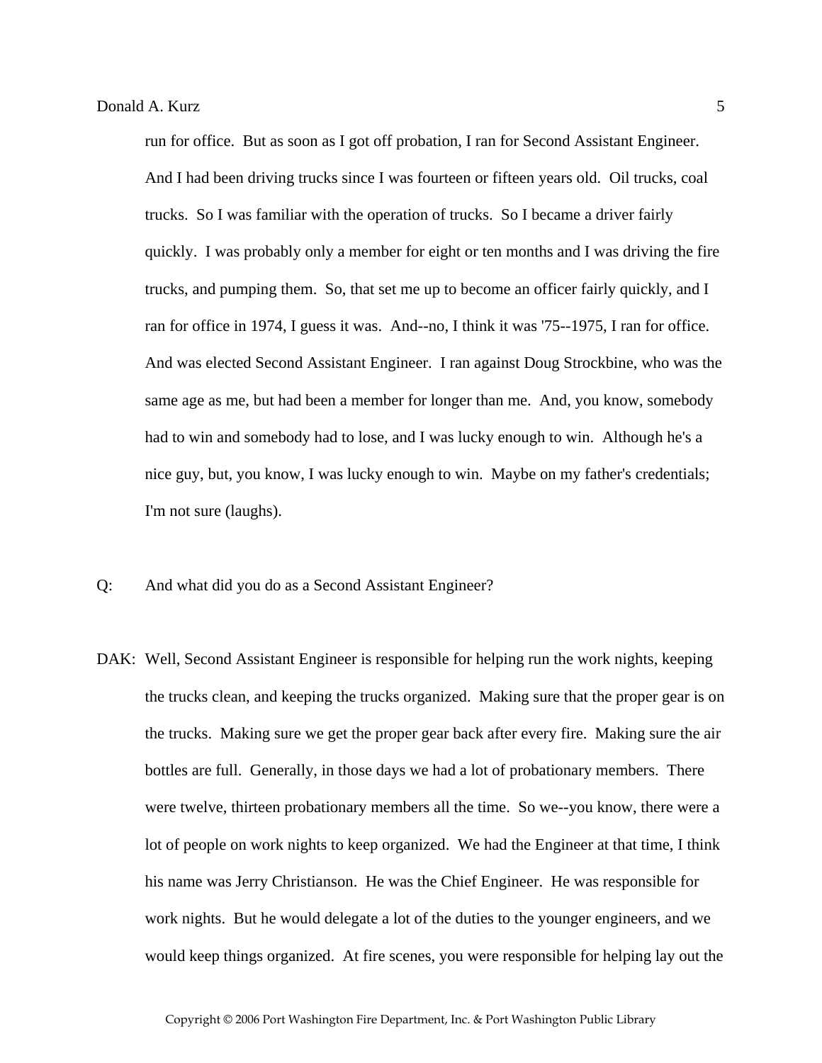run for office. But as soon as I got off probation, I ran for Second Assistant Engineer. And I had been driving trucks since I was fourteen or fifteen years old. Oil trucks, coal trucks. So I was familiar with the operation of trucks. So I became a driver fairly quickly. I was probably only a member for eight or ten months and I was driving the fire trucks, and pumping them. So, that set me up to become an officer fairly quickly, and I ran for office in 1974, I guess it was. And--no, I think it was '75--1975, I ran for office. And was elected Second Assistant Engineer. I ran against Doug Strockbine, who was the same age as me, but had been a member for longer than me. And, you know, somebody had to win and somebody had to lose, and I was lucky enough to win. Although he's a nice guy, but, you know, I was lucky enough to win. Maybe on my father's credentials; I'm not sure (laughs).

Q: And what did you do as a Second Assistant Engineer?

DAK: Well, Second Assistant Engineer is responsible for helping run the work nights, keeping the trucks clean, and keeping the trucks organized. Making sure that the proper gear is on the trucks. Making sure we get the proper gear back after every fire. Making sure the air bottles are full. Generally, in those days we had a lot of probationary members. There were twelve, thirteen probationary members all the time. So we--you know, there were a lot of people on work nights to keep organized. We had the Engineer at that time, I think his name was Jerry Christianson. He was the Chief Engineer. He was responsible for work nights. But he would delegate a lot of the duties to the younger engineers, and we would keep things organized. At fire scenes, you were responsible for helping lay out the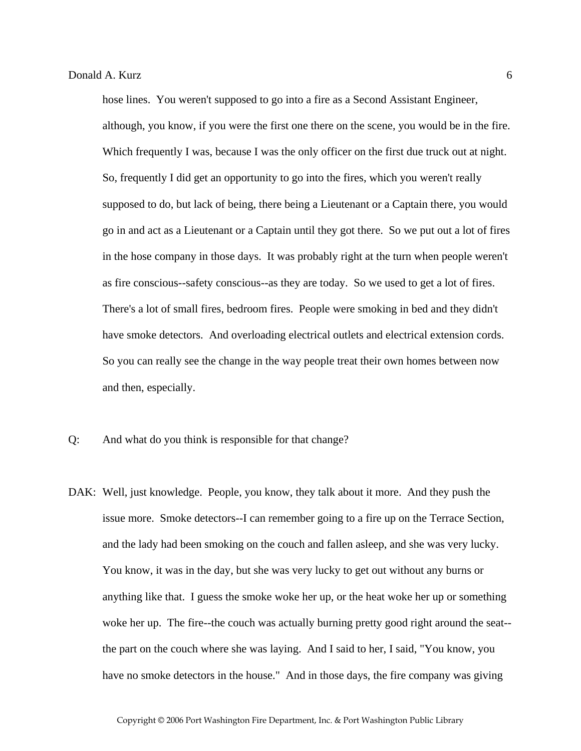hose lines. You weren't supposed to go into a fire as a Second Assistant Engineer, although, you know, if you were the first one there on the scene, you would be in the fire. Which frequently I was, because I was the only officer on the first due truck out at night. So, frequently I did get an opportunity to go into the fires, which you weren't really supposed to do, but lack of being, there being a Lieutenant or a Captain there, you would go in and act as a Lieutenant or a Captain until they got there. So we put out a lot of fires in the hose company in those days. It was probably right at the turn when people weren't as fire conscious--safety conscious--as they are today. So we used to get a lot of fires. There's a lot of small fires, bedroom fires. People were smoking in bed and they didn't have smoke detectors. And overloading electrical outlets and electrical extension cords. So you can really see the change in the way people treat their own homes between now and then, especially.

Q: And what do you think is responsible for that change?

DAK: Well, just knowledge. People, you know, they talk about it more. And they push the issue more. Smoke detectors--I can remember going to a fire up on the Terrace Section, and the lady had been smoking on the couch and fallen asleep, and she was very lucky. You know, it was in the day, but she was very lucky to get out without any burns or anything like that. I guess the smoke woke her up, or the heat woke her up or something woke her up. The fire--the couch was actually burning pretty good right around the seat--the part on the couch where she was laying. And I said to her, I said, "You know, you have no smoke detectors in the house." And in those days, the fire company was giving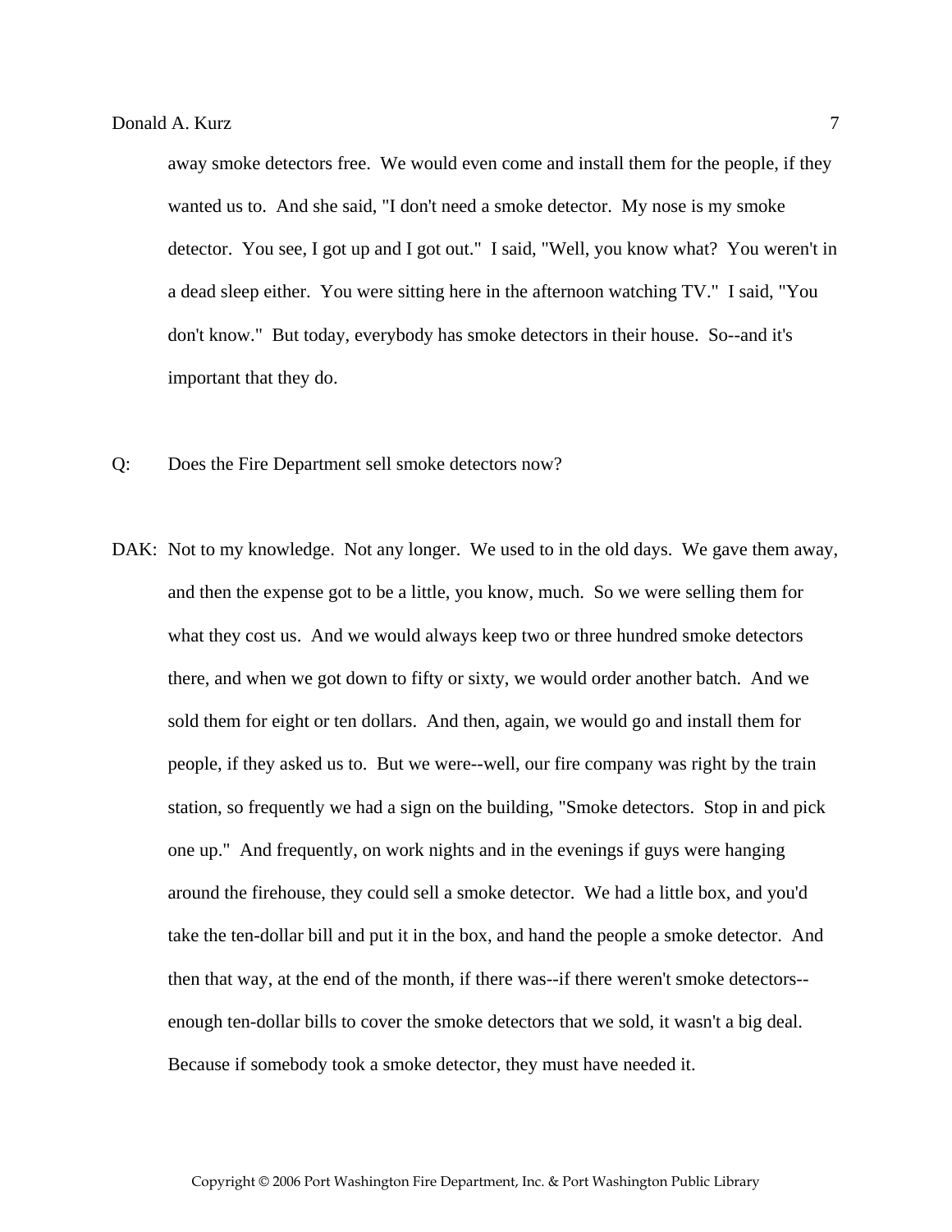away smoke detectors free. We would even come and install them for the people, if they wanted us to. And she said, "I don't need a smoke detector. My nose is my smoke detector. You see, I got up and I got out." I said, "Well, you know what? You weren't in a dead sleep either. You were sitting here in the afternoon watching TV." I said, "You don't know." But today, everybody has smoke detectors in their house. So--and it's important that they do.

Q: Does the Fire Department sell smoke detectors now?

DAK: Not to my knowledge. Not any longer. We used to in the old days. We gave them away, and then the expense got to be a little, you know, much. So we were selling them for what they cost us. And we would always keep two or three hundred smoke detectors there, and when we got down to fifty or sixty, we would order another batch. And we sold them for eight or ten dollars. And then, again, we would go and install them for people, if they asked us to. But we were--well, our fire company was right by the train station, so frequently we had a sign on the building, "Smoke detectors. Stop in and pick one up." And frequently, on work nights and in the evenings if guys were hanging around the firehouse, they could sell a smoke detector. We had a little box, and you'd take the ten-dollar bill and put it in the box, and hand the people a smoke detector. And then that way, at the end of the month, if there was--if there weren't smoke detectors--enough ten-dollar bills to cover the smoke detectors that we sold, it wasn't a big deal. Because if somebody took a smoke detector, they must have needed it.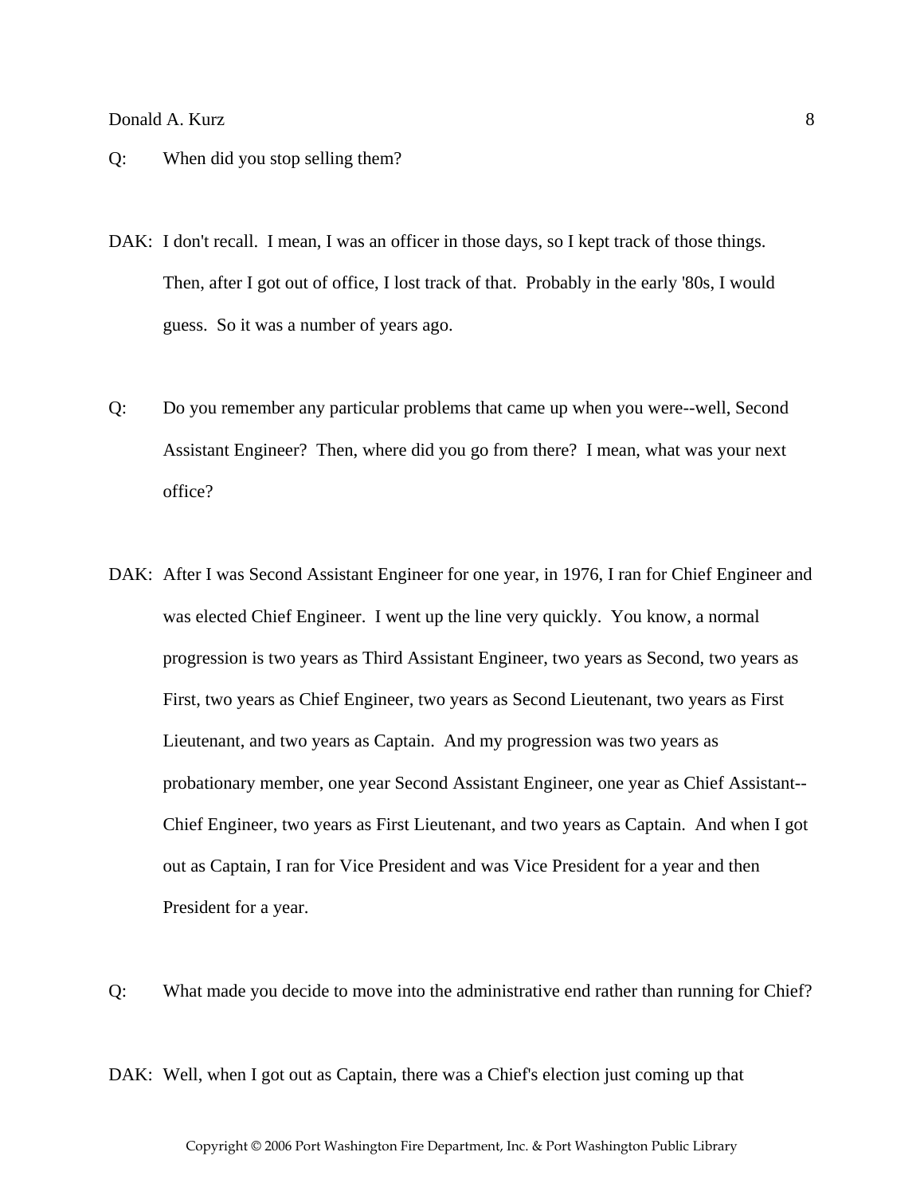Q: When did you stop selling them?

DAK: I don't recall. I mean, I was an officer in those days, so I kept track of those things. Then, after I got out of office, I lost track of that. Probably in the early '80s, I would guess. So it was a number of years ago.

Q: Do you remember any particular problems that came up when you were--well, Second Assistant Engineer? Then, where did you go from there? I mean, what was your next office?

DAK: After I was Second Assistant Engineer for one year, in 1976, I ran for Chief Engineer and was elected Chief Engineer. I went up the line very quickly. You know, a normal progression is two years as Third Assistant Engineer, two years as Second, two years as First, two years as Chief Engineer, two years as Second Lieutenant, two years as First Lieutenant, and two years as Captain. And my progression was two years as probationary member, one year Second Assistant Engineer, one year as Chief Assistant--Chief Engineer, two years as First Lieutenant, and two years as Captain. And when I got out as Captain, I ran for Vice President and was Vice President for a year and then President for a year.

Q: What made you decide to move into the administrative end rather than running for Chief?

DAK: Well, when I got out as Captain, there was a Chief's election just coming up that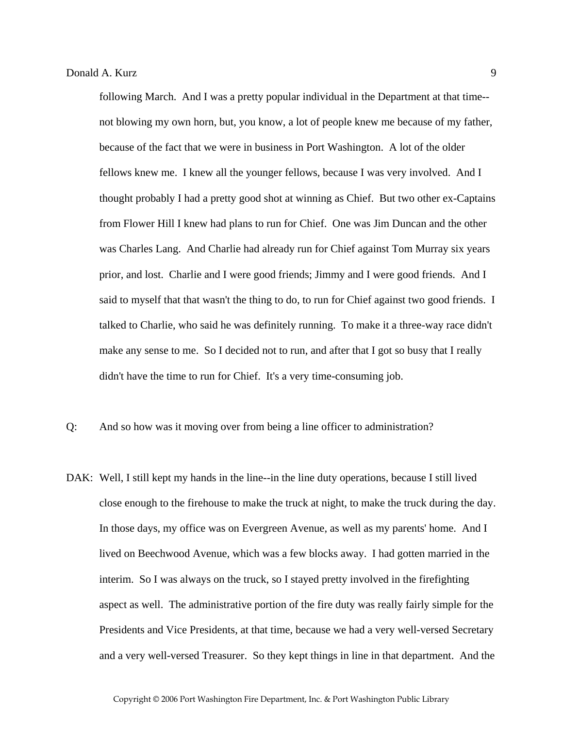following March. And I was a pretty popular individual in the Department at that time--not blowing my own horn, but, you know, a lot of people knew me because of my father, because of the fact that we were in business in Port Washington. A lot of the older fellows knew me. I knew all the younger fellows, because I was very involved. And I thought probably I had a pretty good shot at winning as Chief. But two other ex-Captains from Flower Hill I knew had plans to run for Chief. One was Jim Duncan and the other was Charles Lang. And Charlie had already run for Chief against Tom Murray six years prior, and lost. Charlie and I were good friends; Jimmy and I were good friends. And I said to myself that that wasn't the thing to do, to run for Chief against two good friends. I talked to Charlie, who said he was definitely running. To make it a three-way race didn't make any sense to me. So I decided not to run, and after that I got so busy that I really didn't have the time to run for Chief. It's a very time-consuming job.

Q: And so how was it moving over from being a line officer to administration?

DAK: Well, I still kept my hands in the line--in the line duty operations, because I still lived close enough to the firehouse to make the truck at night, to make the truck during the day. In those days, my office was on Evergreen Avenue, as well as my parents' home. And I lived on Beechwood Avenue, which was a few blocks away. I had gotten married in the interim. So I was always on the truck, so I stayed pretty involved in the firefighting aspect as well. The administrative portion of the fire duty was really fairly simple for the Presidents and Vice Presidents, at that time, because we had a very well-versed Secretary and a very well-versed Treasurer. So they kept things in line in that department. And the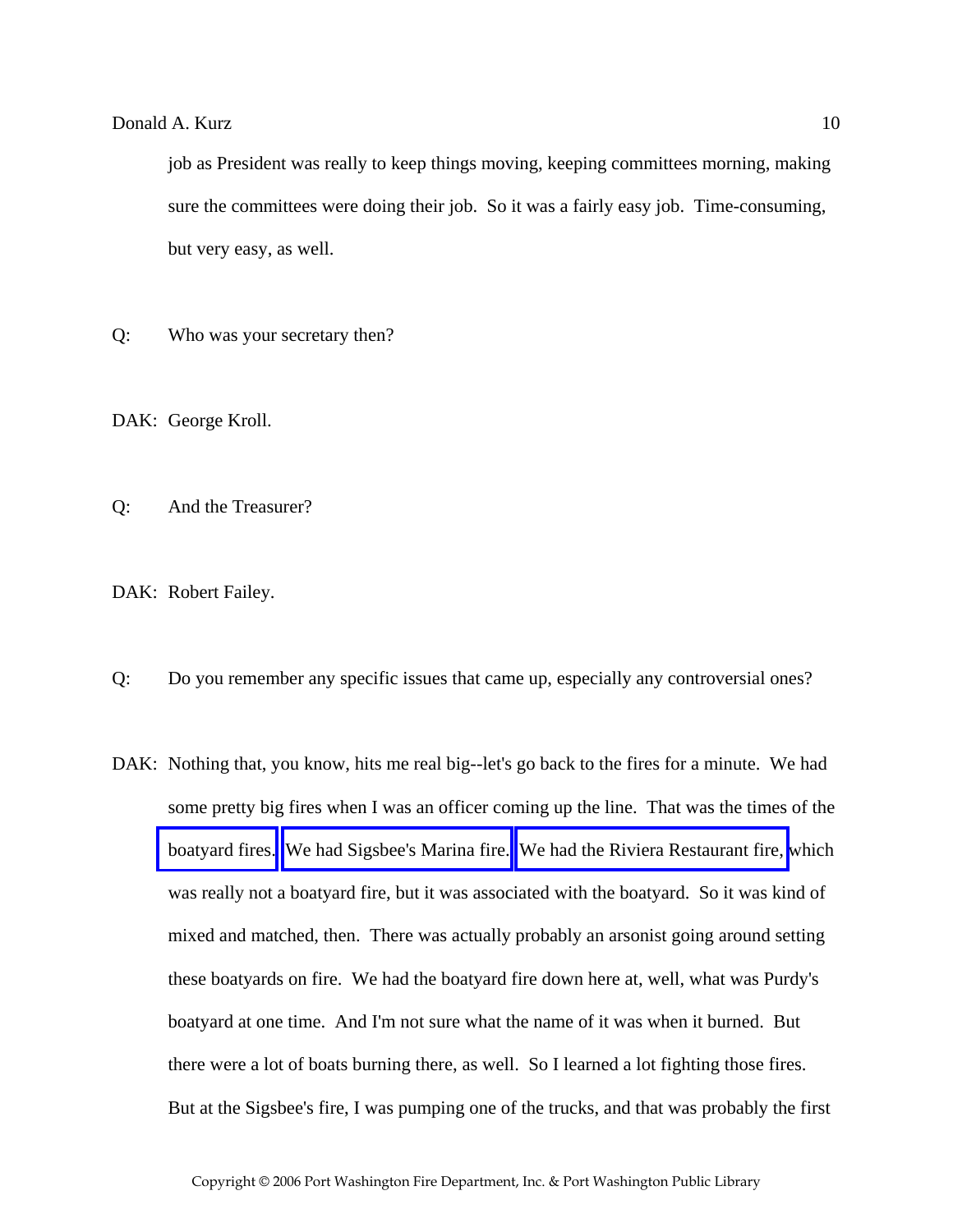job as President was really to keep things moving, keeping committees morning, making sure the committees were doing their job. So it was a fairly easy job. Time-consuming, but very easy, as well.

Q: Who was your secretary then?

DAK: George Kroll.

Q: And the Treasurer?

DAK: Robert Failey.

Q: Do you remember any specific issues that came up, especially any controversial ones?

DAK: Nothing that, you know, hits me real big--let's go back to the fires for a minute. We had some pretty big fires when I was an officer coming up the line. That was the times of the boatyard fires. We had Sigsbee's Marina fire. We had the Riviera Restaurant fire, which was really not a boatyard fire, but it was associated with the boatyard. So it was kind of mixed and matched, then. There was actually probably an arsonist going around setting these boatyards on fire. We had the boatyard fire down here at, well, what was Purdy's boatyard at one time. And I'm not sure what the name of it was when it burned. But there were a lot of boats burning there, as well. So I learned a lot fighting those fires. But at the Sigsbee's fire, I was pumping one of the trucks, and that was probably the first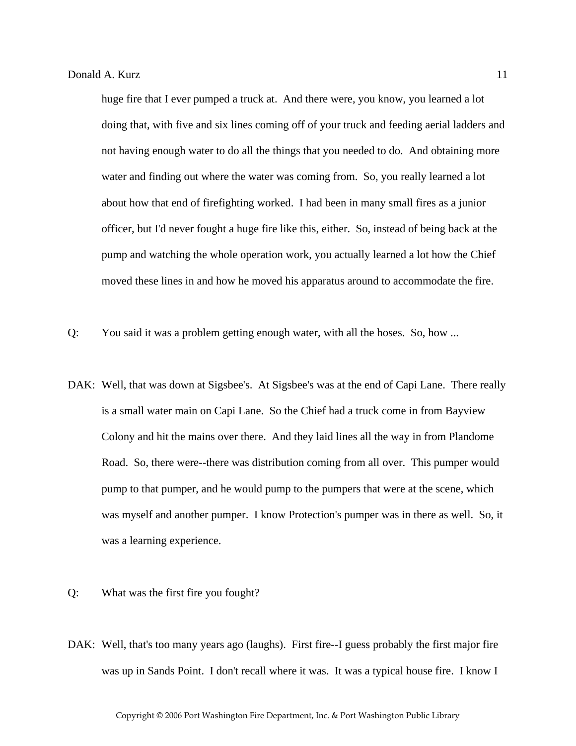huge fire that I ever pumped a truck at. And there were, you know, you learned a lot doing that, with five and six lines coming off of your truck and feeding aerial ladders and not having enough water to do all the things that you needed to do. And obtaining more water and finding out where the water was coming from. So, you really learned a lot about how that end of firefighting worked. I had been in many small fires as a junior officer, but I'd never fought a huge fire like this, either. So, instead of being back at the pump and watching the whole operation work, you actually learned a lot how the Chief moved these lines in and how he moved his apparatus around to accommodate the fire.

Q: You said it was a problem getting enough water, with all the hoses. So, how ...

DAK: Well, that was down at Sigsbee's. At Sigsbee's was at the end of Capi Lane. There really is a small water main on Capi Lane. So the Chief had a truck come in from Bayview Colony and hit the mains over there. And they laid lines all the way in from Plandome Road. So, there were--there was distribution coming from all over. This pumper would pump to that pumper, and he would pump to the pumpers that were at the scene, which was myself and another pumper. I know Protection's pumper was in there as well. So, it was a learning experience.

Q: What was the first fire you fought?

DAK: Well, that's too many years ago (laughs). First fire--I guess probably the first major fire was up in Sands Point. I don't recall where it was. It was a typical house fire. I know I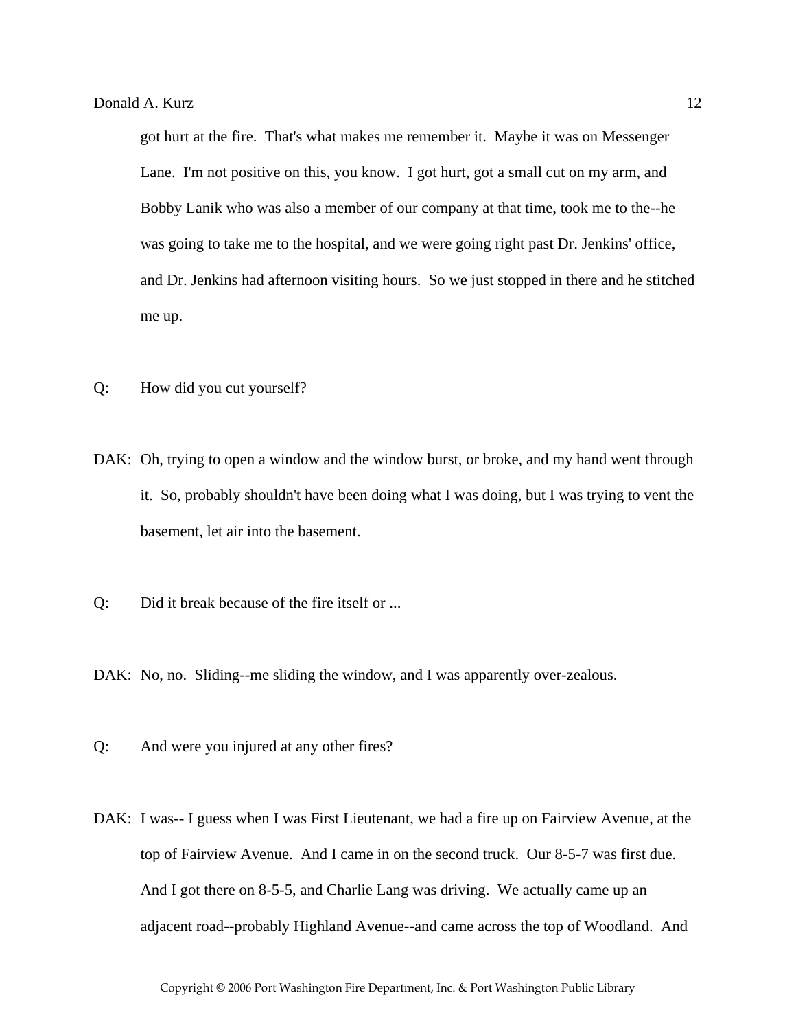got hurt at the fire. That's what makes me remember it. Maybe it was on Messenger Lane. I'm not positive on this, you know. I got hurt, got a small cut on my arm, and Bobby Lanik who was also a member of our company at that time, took me to the--he was going to take me to the hospital, and we were going right past Dr. Jenkins' office, and Dr. Jenkins had afternoon visiting hours. So we just stopped in there and he stitched me up.

Q: How did you cut yourself?

DAK: Oh, trying to open a window and the window burst, or broke, and my hand went through it. So, probably shouldn't have been doing what I was doing, but I was trying to vent the basement, let air into the basement.

Q: Did it break because of the fire itself or ...

DAK: No, no. Sliding--me sliding the window, and I was apparently over-zealous.

Q: And were you injured at any other fires?

DAK: I was-- I guess when I was First Lieutenant, we had a fire up on Fairview Avenue, at the top of Fairview Avenue. And I came in on the second truck. Our 8-5-7 was first due. And I got there on 8-5-5, and Charlie Lang was driving. We actually came up an adjacent road--probably Highland Avenue--and came across the top of Woodland. And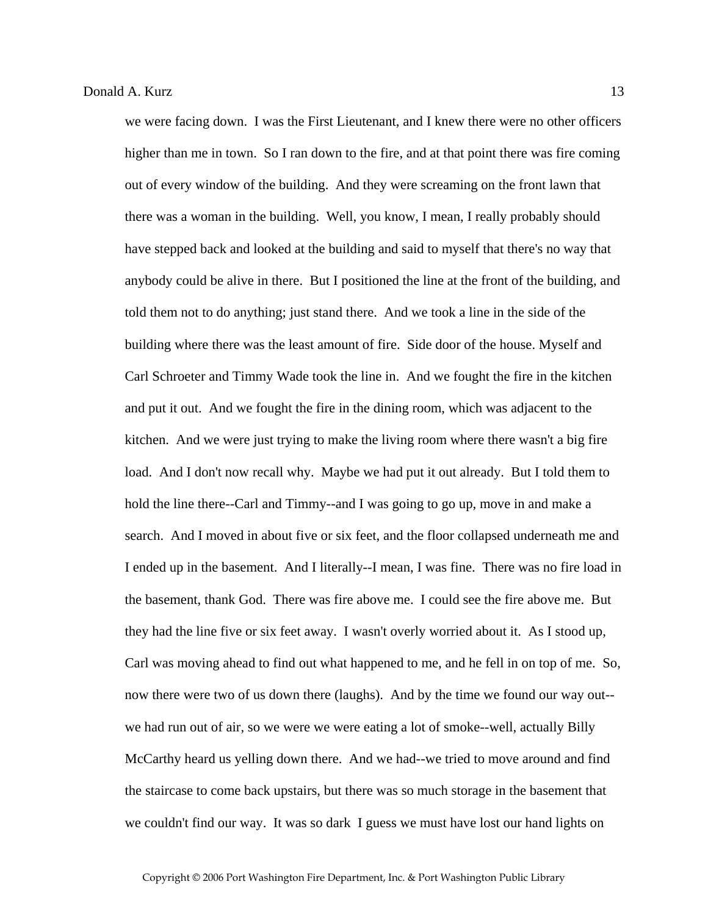we were facing down. I was the First Lieutenant, and I knew there were no other officers higher than me in town. So I ran down to the fire, and at that point there was fire coming out of every window of the building. And they were screaming on the front lawn that there was a woman in the building. Well, you know, I mean, I really probably should have stepped back and looked at the building and said to myself that there's no way that anybody could be alive in there. But I positioned the line at the front of the building, and told them not to do anything; just stand there. And we took a line in the side of the building where there was the least amount of fire. Side door of the house. Myself and Carl Schroeter and Timmy Wade took the line in. And we fought the fire in the kitchen and put it out. And we fought the fire in the dining room, which was adjacent to the kitchen. And we were just trying to make the living room where there wasn't a big fire load. And I don't now recall why. Maybe we had put it out already. But I told them to hold the line there--Carl and Timmy--and I was going to go up, move in and make a search. And I moved in about five or six feet, and the floor collapsed underneath me and I ended up in the basement. And I literally--I mean, I was fine. There was no fire load in the basement, thank God. There was fire above me. I could see the fire above me. But they had the line five or six feet away. I wasn't overly worried about it. As I stood up, Carl was moving ahead to find out what happened to me, and he fell in on top of me. So, now there were two of us down there (laughs). And by the time we found our way out--we had run out of air, so we were we were eating a lot of smoke--well, actually Billy McCarthy heard us yelling down there. And we had--we tried to move around and find the staircase to come back upstairs, but there was so much storage in the basement that we couldn't find our way. It was so dark I guess we must have lost our hand lights on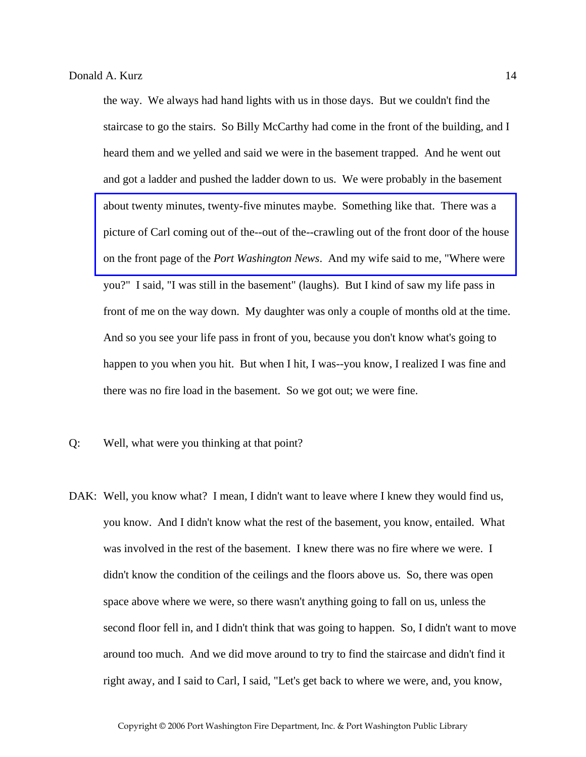the way. We always had hand lights with us in those days. But we couldn't find the staircase to go the stairs. So Billy McCarthy had come in the front of the building, and I heard them and we yelled and said we were in the basement trapped. And he went out and got a ladder and pushed the ladder down to us. We were probably in the basement about twenty minutes, twenty-five minutes maybe. Something like that. There was a picture of Carl coming out of the--out of the--crawling out of the front door of the house on the front page of the *Port Washington News*. And my wife said to me, "Where were you?" I said, "I was still in the basement" (laughs). But I kind of saw my life pass in front of me on the way down. My daughter was only a couple of months old at the time. And so you see your life pass in front of you, because you don't know what's going to happen to you when you hit. But when I hit, I was--you know, I realized I was fine and there was no fire load in the basement. So we got out; we were fine.

Q: Well, what were you thinking at that point?

DAK: Well, you know what? I mean, I didn't want to leave where I knew they would find us, you know. And I didn't know what the rest of the basement, you know, entailed. What was involved in the rest of the basement. I knew there was no fire where we were. I didn't know the condition of the ceilings and the floors above us. So, there was open space above where we were, so there wasn't anything going to fall on us, unless the second floor fell in, and I didn't think that was going to happen. So, I didn't want to move around too much. And we did move around to try to find the staircase and didn't find it right away, and I said to Carl, I said, "Let's get back to where we were, and, you know,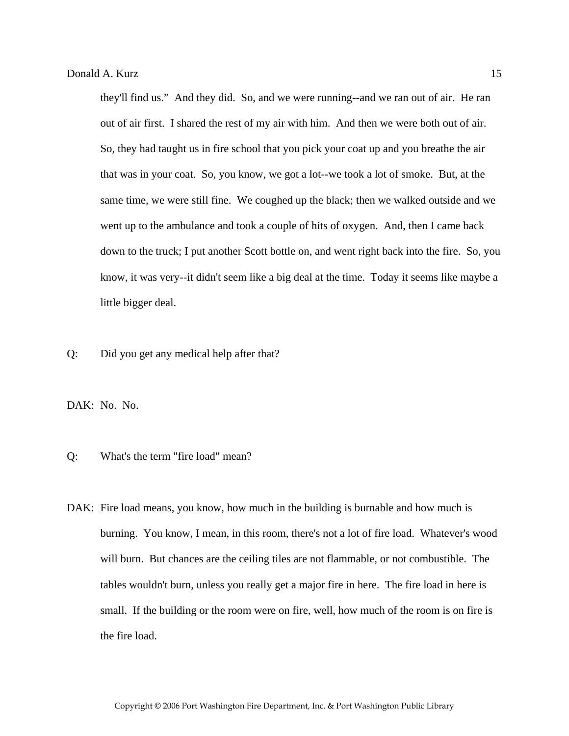they'll find us."  And they did.  So, and we were running--and we ran out of air.  He ran out of air first.  I shared the rest of my air with him.  And then we were both out of air.  So, they had taught us in fire school that you pick your coat up and you breathe the air that was in your coat.  So, you know, we got a lot--we took a lot of smoke.  But, at the same time, we were still fine.  We coughed up the black; then we walked outside and we went up to the ambulance and took a couple of hits of oxygen.  And, then I came back down to the truck; I put another Scott bottle on, and went right back into the fire.  So, you know, it was very--it didn't seem like a big deal at the time.  Today it seems like maybe a little bigger deal.

Q: Did you get any medical help after that?

DAK: No.  No.

Q: What's the term "fire load" mean?

DAK: Fire load means, you know, how much in the building is burnable and how much is burning.  You know, I mean, in this room, there's not a lot of fire load.  Whatever's wood will burn.  But chances are the ceiling tiles are not flammable, or not combustible.  The tables wouldn't burn, unless you really get a major fire in here.  The fire load in here is small.  If the building or the room were on fire, well, how much of the room is on fire is the fire load.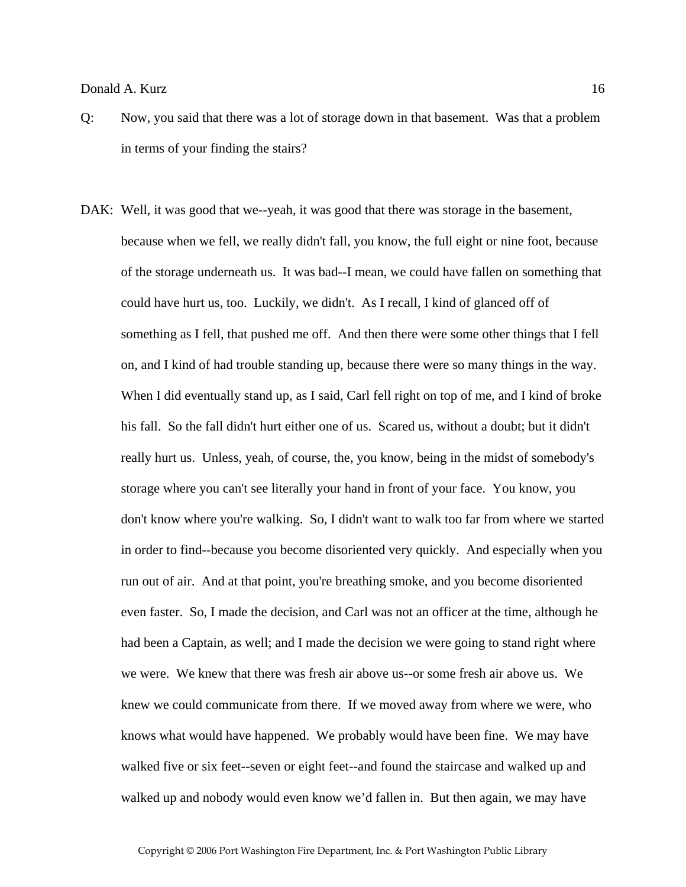Q: Now, you said that there was a lot of storage down in that basement. Was that a problem in terms of your finding the stairs?

DAK: Well, it was good that we--yeah, it was good that there was storage in the basement, because when we fell, we really didn't fall, you know, the full eight or nine foot, because of the storage underneath us. It was bad--I mean, we could have fallen on something that could have hurt us, too. Luckily, we didn't. As I recall, I kind of glanced off of something as I fell, that pushed me off. And then there were some other things that I fell on, and I kind of had trouble standing up, because there were so many things in the way. When I did eventually stand up, as I said, Carl fell right on top of me, and I kind of broke his fall. So the fall didn't hurt either one of us. Scared us, without a doubt; but it didn't really hurt us. Unless, yeah, of course, the, you know, being in the midst of somebody's storage where you can't see literally your hand in front of your face. You know, you don't know where you're walking. So, I didn't want to walk too far from where we started in order to find--because you become disoriented very quickly. And especially when you run out of air. And at that point, you're breathing smoke, and you become disoriented even faster. So, I made the decision, and Carl was not an officer at the time, although he had been a Captain, as well; and I made the decision we were going to stand right where we were. We knew that there was fresh air above us--or some fresh air above us. We knew we could communicate from there. If we moved away from where we were, who knows what would have happened. We probably would have been fine. We may have walked five or six feet--seven or eight feet--and found the staircase and walked up and walked up and nobody would even know we'd fallen in. But then again, we may have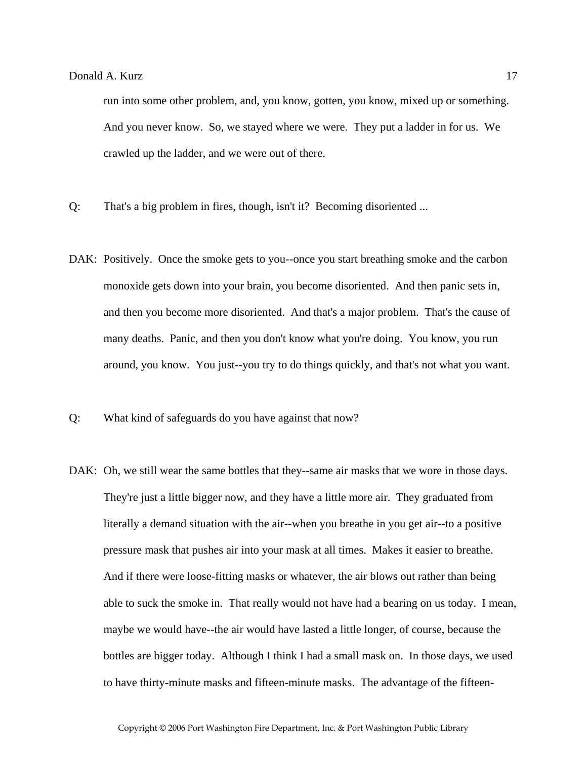run into some other problem, and, you know, gotten, you know, mixed up or something. And you never know. So, we stayed where we were. They put a ladder in for us. We crawled up the ladder, and we were out of there.

Q: That's a big problem in fires, though, isn't it? Becoming disoriented ...

DAK: Positively. Once the smoke gets to you--once you start breathing smoke and the carbon monoxide gets down into your brain, you become disoriented. And then panic sets in, and then you become more disoriented. And that's a major problem. That's the cause of many deaths. Panic, and then you don't know what you're doing. You know, you run around, you know. You just--you try to do things quickly, and that's not what you want.

Q: What kind of safeguards do you have against that now?

DAK: Oh, we still wear the same bottles that they--same air masks that we wore in those days. They're just a little bigger now, and they have a little more air. They graduated from literally a demand situation with the air--when you breathe in you get air--to a positive pressure mask that pushes air into your mask at all times. Makes it easier to breathe. And if there were loose-fitting masks or whatever, the air blows out rather than being able to suck the smoke in. That really would not have had a bearing on us today. I mean, maybe we would have--the air would have lasted a little longer, of course, because the bottles are bigger today. Although I think I had a small mask on. In those days, we used to have thirty-minute masks and fifteen-minute masks. The advantage of the fifteen-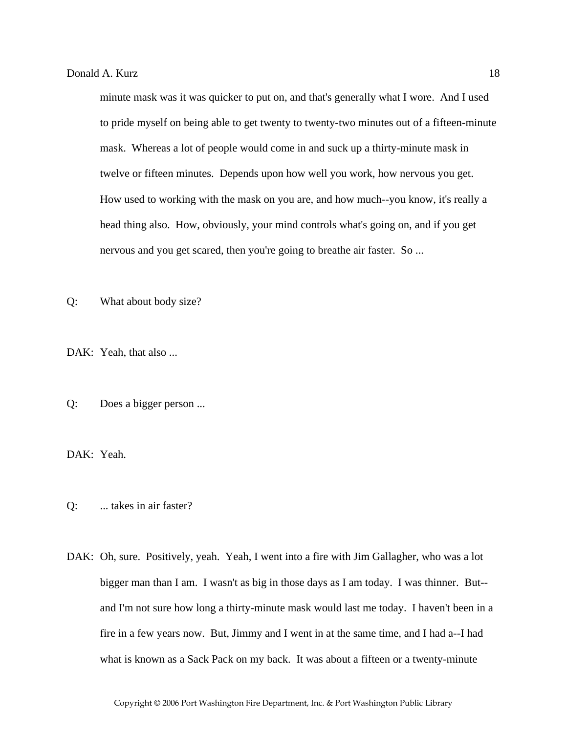minute mask was it was quicker to put on, and that's generally what I wore. And I used to pride myself on being able to get twenty to twenty-two minutes out of a fifteen-minute mask. Whereas a lot of people would come in and suck up a thirty-minute mask in twelve or fifteen minutes. Depends upon how well you work, how nervous you get. How used to working with the mask on you are, and how much--you know, it's really a head thing also. How, obviously, your mind controls what's going on, and if you get nervous and you get scared, then you're going to breathe air faster. So ...

Q: What about body size?

DAK: Yeah, that also ...

Q: Does a bigger person ...

DAK: Yeah.

Q: ... takes in air faster?

DAK: Oh, sure. Positively, yeah. Yeah, I went into a fire with Jim Gallagher, who was a lot bigger man than I am. I wasn't as big in those days as I am today. I was thinner. But--and I'm not sure how long a thirty-minute mask would last me today. I haven't been in a fire in a few years now. But, Jimmy and I went in at the same time, and I had a--I had what is known as a Sack Pack on my back. It was about a fifteen or a twenty-minute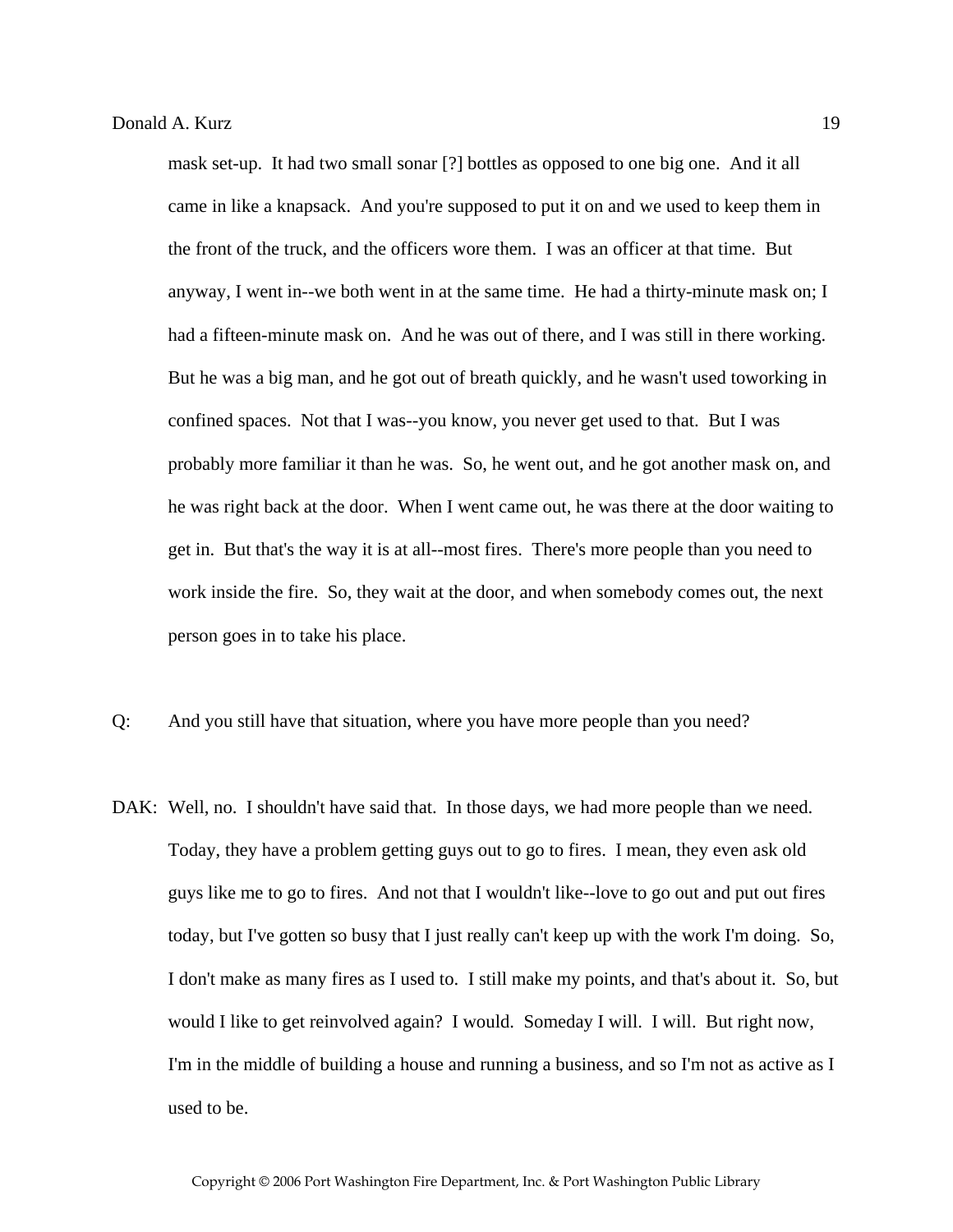mask set-up. It had two small sonar [?] bottles as opposed to one big one. And it all came in like a knapsack. And you're supposed to put it on and we used to keep them in the front of the truck, and the officers wore them. I was an officer at that time. But anyway, I went in--we both went in at the same time. He had a thirty-minute mask on; I had a fifteen-minute mask on. And he was out of there, and I was still in there working. But he was a big man, and he got out of breath quickly, and he wasn't used toworking in confined spaces. Not that I was--you know, you never get used to that. But I was probably more familiar it than he was. So, he went out, and he got another mask on, and he was right back at the door. When I went came out, he was there at the door waiting to get in. But that's the way it is at all--most fires. There's more people than you need to work inside the fire. So, they wait at the door, and when somebody comes out, the next person goes in to take his place.

Q: And you still have that situation, where you have more people than you need?

DAK: Well, no. I shouldn't have said that. In those days, we had more people than we need. Today, they have a problem getting guys out to go to fires. I mean, they even ask old guys like me to go to fires. And not that I wouldn't like--love to go out and put out fires today, but I've gotten so busy that I just really can't keep up with the work I'm doing. So, I don't make as many fires as I used to. I still make my points, and that's about it. So, but would I like to get reinvolved again? I would. Someday I will. I will. But right now, I'm in the middle of building a house and running a business, and so I'm not as active as I used to be.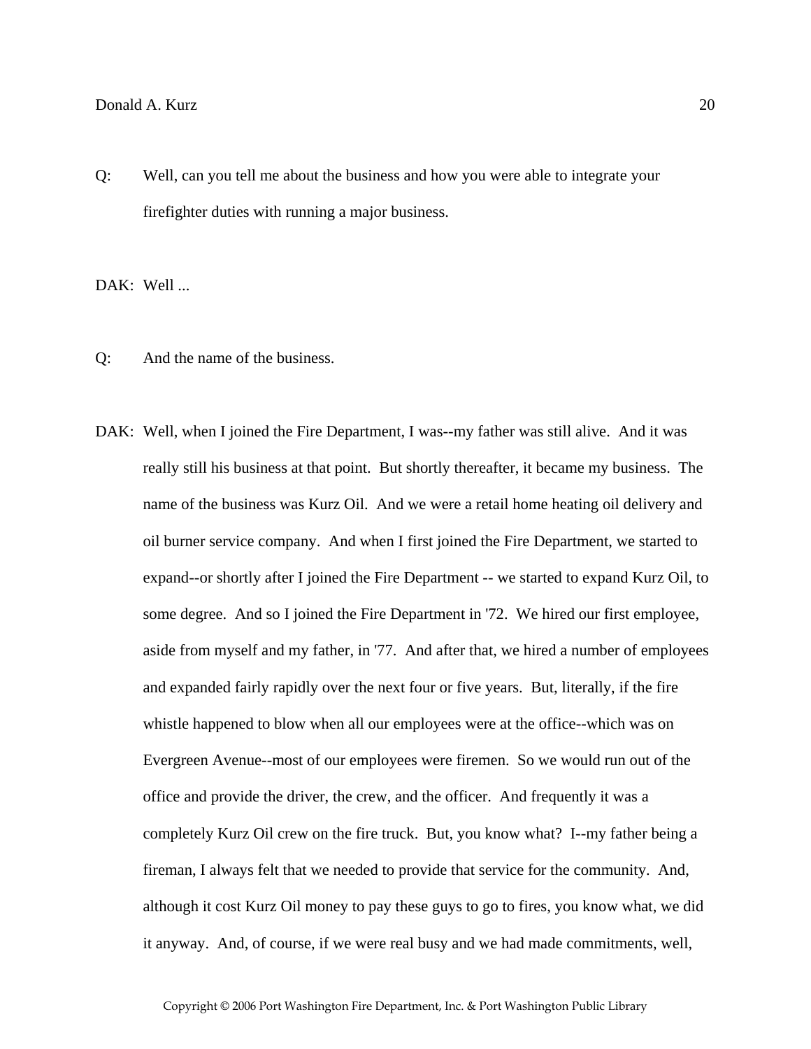Q: Well, can you tell me about the business and how you were able to integrate your firefighter duties with running a major business.

DAK: Well ...

Q: And the name of the business.

DAK: Well, when I joined the Fire Department, I was--my father was still alive. And it was really still his business at that point. But shortly thereafter, it became my business. The name of the business was Kurz Oil. And we were a retail home heating oil delivery and oil burner service company. And when I first joined the Fire Department, we started to expand--or shortly after I joined the Fire Department -- we started to expand Kurz Oil, to some degree. And so I joined the Fire Department in '72. We hired our first employee, aside from myself and my father, in '77. And after that, we hired a number of employees and expanded fairly rapidly over the next four or five years. But, literally, if the fire whistle happened to blow when all our employees were at the office--which was on Evergreen Avenue--most of our employees were firemen. So we would run out of the office and provide the driver, the crew, and the officer. And frequently it was a completely Kurz Oil crew on the fire truck. But, you know what? I--my father being a fireman, I always felt that we needed to provide that service for the community. And, although it cost Kurz Oil money to pay these guys to go to fires, you know what, we did it anyway. And, of course, if we were real busy and we had made commitments, well,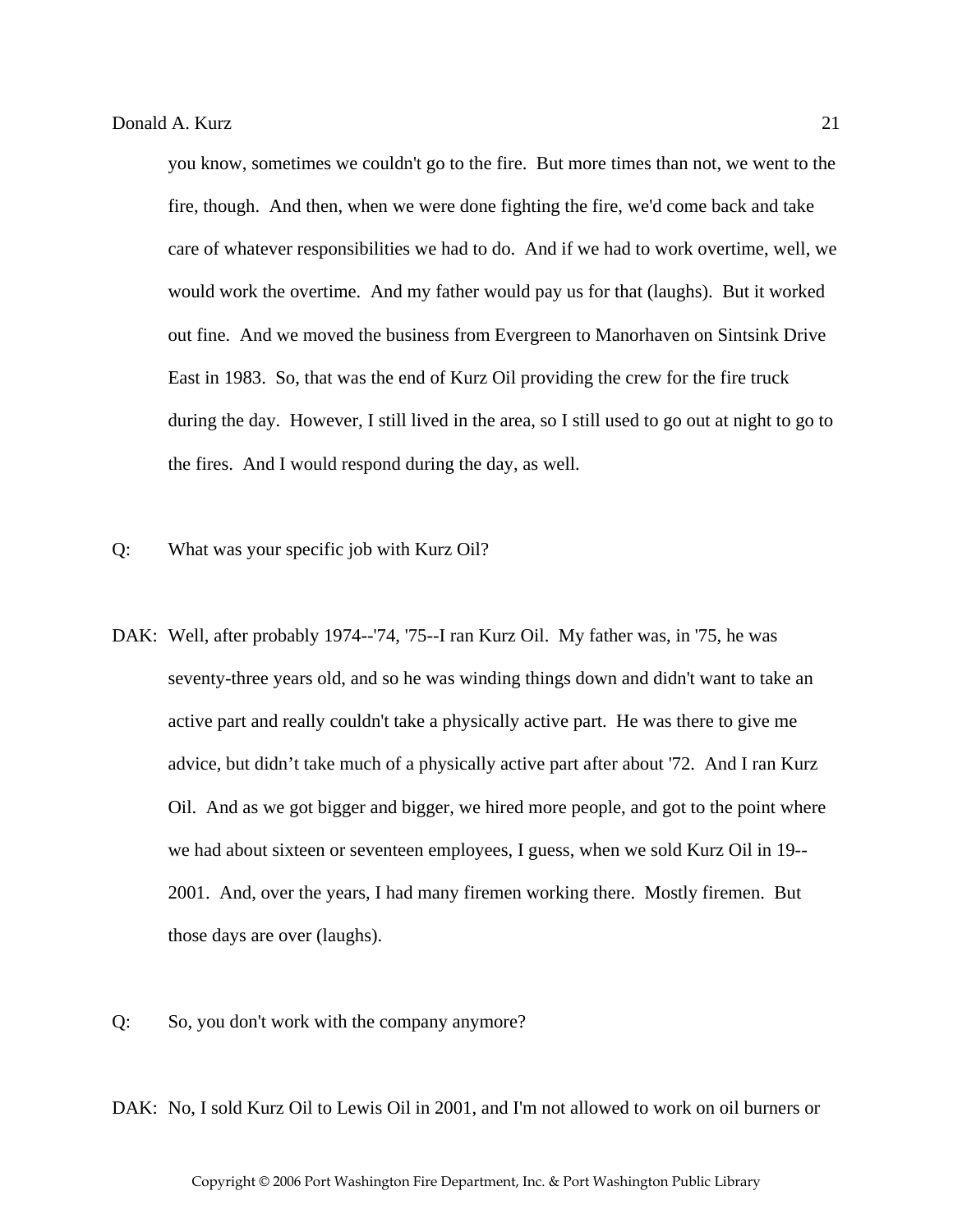you know, sometimes we couldn't go to the fire. But more times than not, we went to the fire, though. And then, when we were done fighting the fire, we'd come back and take care of whatever responsibilities we had to do. And if we had to work overtime, well, we would work the overtime. And my father would pay us for that (laughs). But it worked out fine. And we moved the business from Evergreen to Manorhaven on Sintsink Drive East in 1983. So, that was the end of Kurz Oil providing the crew for the fire truck during the day. However, I still lived in the area, so I still used to go out at night to go to the fires. And I would respond during the day, as well.

Q: What was your specific job with Kurz Oil?

DAK: Well, after probably 1974--'74, '75--I ran Kurz Oil. My father was, in '75, he was seventy-three years old, and so he was winding things down and didn't want to take an active part and really couldn't take a physically active part. He was there to give me advice, but didn't take much of a physically active part after about '72. And I ran Kurz Oil. And as we got bigger and bigger, we hired more people, and got to the point where we had about sixteen or seventeen employees, I guess, when we sold Kurz Oil in 19--2001. And, over the years, I had many firemen working there. Mostly firemen. But those days are over (laughs).

Q: So, you don't work with the company anymore?

DAK: No, I sold Kurz Oil to Lewis Oil in 2001, and I'm not allowed to work on oil burners or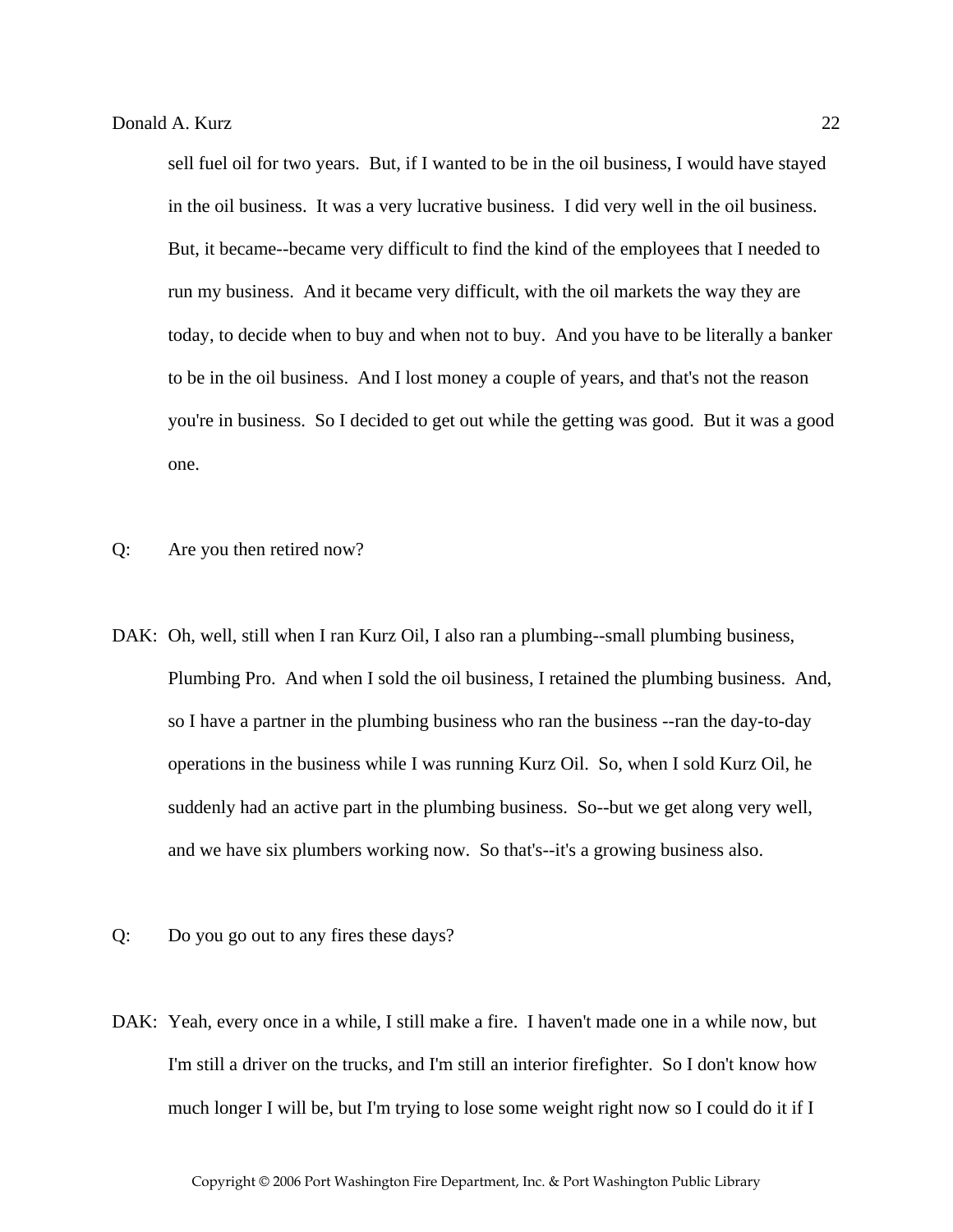sell fuel oil for two years. But, if I wanted to be in the oil business, I would have stayed in the oil business. It was a very lucrative business. I did very well in the oil business. But, it became--became very difficult to find the kind of the employees that I needed to run my business. And it became very difficult, with the oil markets the way they are today, to decide when to buy and when not to buy. And you have to be literally a banker to be in the oil business. And I lost money a couple of years, and that's not the reason you're in business. So I decided to get out while the getting was good. But it was a good one.

Q: Are you then retired now?

DAK: Oh, well, still when I ran Kurz Oil, I also ran a plumbing--small plumbing business, Plumbing Pro. And when I sold the oil business, I retained the plumbing business. And, so I have a partner in the plumbing business who ran the business --ran the day-to-day operations in the business while I was running Kurz Oil. So, when I sold Kurz Oil, he suddenly had an active part in the plumbing business. So--but we get along very well, and we have six plumbers working now. So that's--it's a growing business also.

Q: Do you go out to any fires these days?

DAK: Yeah, every once in a while, I still make a fire. I haven't made one in a while now, but I'm still a driver on the trucks, and I'm still an interior firefighter. So I don't know how much longer I will be, but I'm trying to lose some weight right now so I could do it if I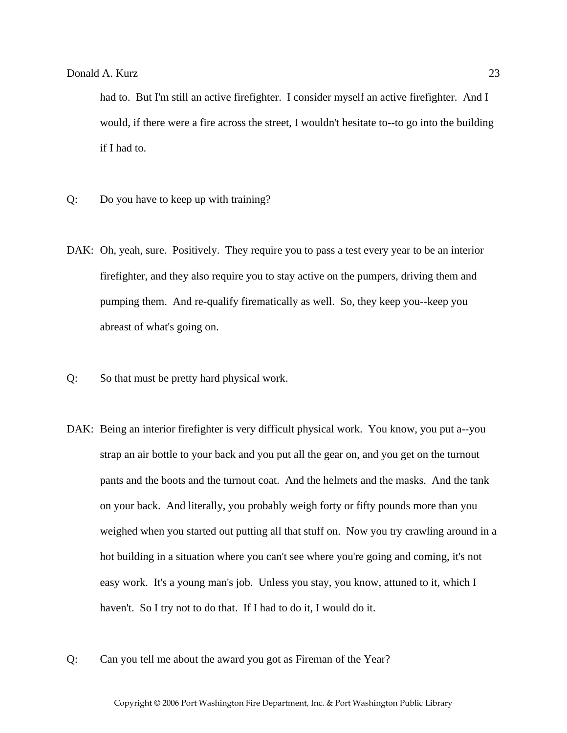had to. But I'm still an active firefighter. I consider myself an active firefighter. And I would, if there were a fire across the street, I wouldn't hesitate to--to go into the building if I had to.

Q: Do you have to keep up with training?

DAK: Oh, yeah, sure. Positively. They require you to pass a test every year to be an interior firefighter, and they also require you to stay active on the pumpers, driving them and pumping them. And re-qualify firematically as well. So, they keep you--keep you abreast of what's going on.

Q: So that must be pretty hard physical work.

DAK: Being an interior firefighter is very difficult physical work. You know, you put a--you strap an air bottle to your back and you put all the gear on, and you get on the turnout pants and the boots and the turnout coat. And the helmets and the masks. And the tank on your back. And literally, you probably weigh forty or fifty pounds more than you weighed when you started out putting all that stuff on. Now you try crawling around in a hot building in a situation where you can't see where you're going and coming, it's not easy work. It's a young man's job. Unless you stay, you know, attuned to it, which I haven't. So I try not to do that. If I had to do it, I would do it.

Q: Can you tell me about the award you got as Fireman of the Year?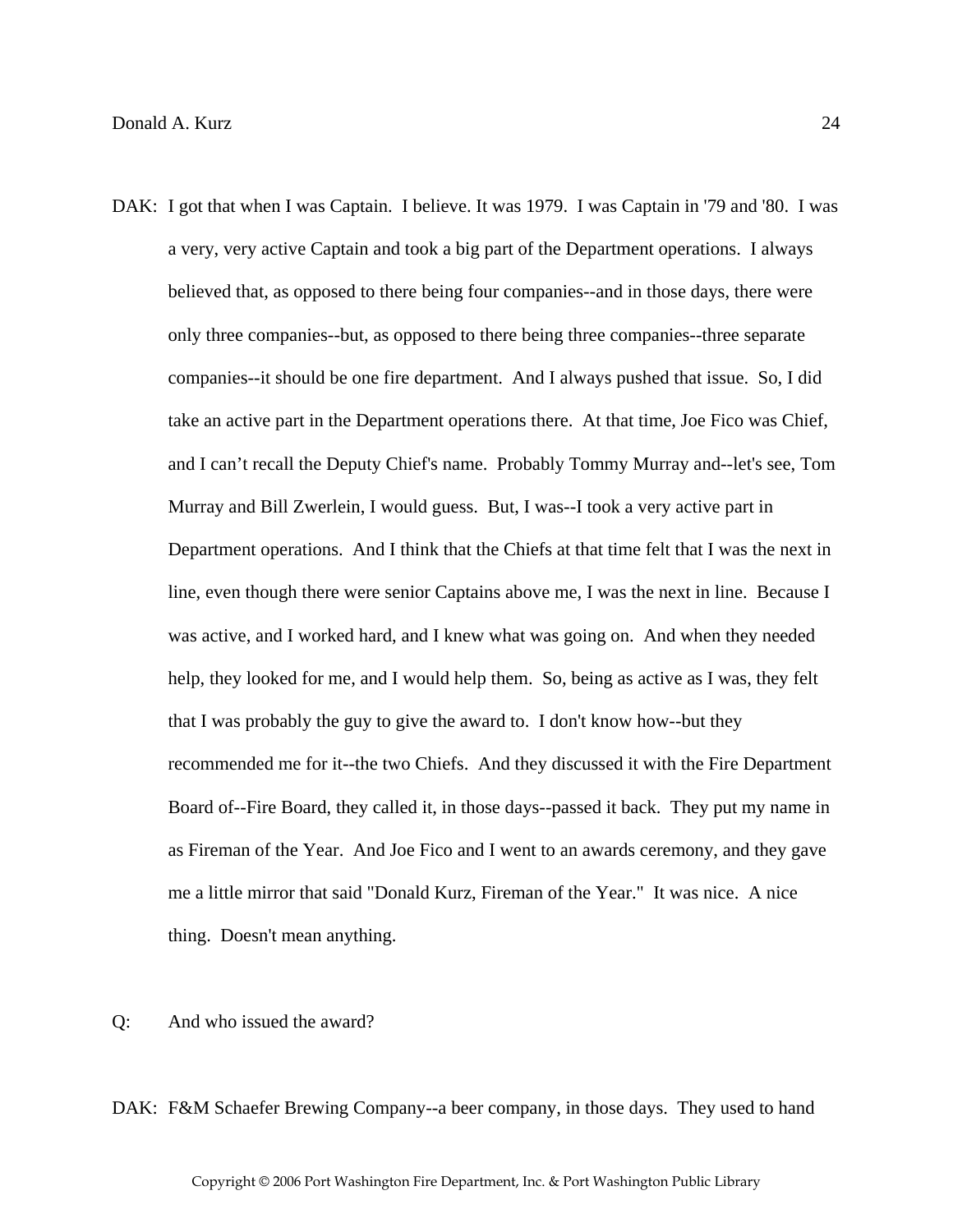DAK: I got that when I was Captain. I believe. It was 1979. I was Captain in '79 and '80. I was a very, very active Captain and took a big part of the Department operations. I always believed that, as opposed to there being four companies--and in those days, there were only three companies--but, as opposed to there being three companies--three separate companies--it should be one fire department. And I always pushed that issue. So, I did take an active part in the Department operations there. At that time, Joe Fico was Chief, and I can't recall the Deputy Chief's name. Probably Tommy Murray and--let's see, Tom Murray and Bill Zwerlein, I would guess. But, I was--I took a very active part in Department operations. And I think that the Chiefs at that time felt that I was the next in line, even though there were senior Captains above me, I was the next in line. Because I was active, and I worked hard, and I knew what was going on. And when they needed help, they looked for me, and I would help them. So, being as active as I was, they felt that I was probably the guy to give the award to. I don't know how--but they recommended me for it--the two Chiefs. And they discussed it with the Fire Department Board of--Fire Board, they called it, in those days--passed it back. They put my name in as Fireman of the Year. And Joe Fico and I went to an awards ceremony, and they gave me a little mirror that said "Donald Kurz, Fireman of the Year." It was nice. A nice thing. Doesn't mean anything.

Q: And who issued the award?

DAK: F&M Schaefer Brewing Company--a beer company, in those days. They used to hand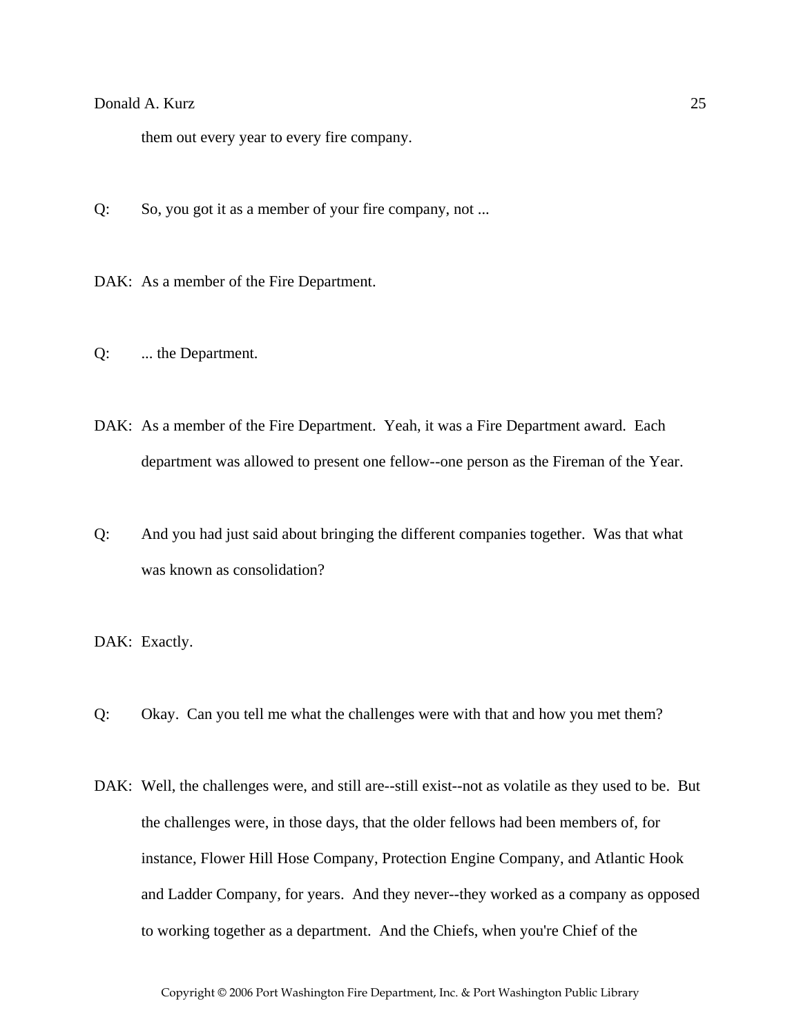them out every year to every fire company.

Q: So, you got it as a member of your fire company, not ...

DAK: As a member of the Fire Department.

Q: ... the Department.

DAK: As a member of the Fire Department. Yeah, it was a Fire Department award. Each department was allowed to present one fellow--one person as the Fireman of the Year.

Q: And you had just said about bringing the different companies together. Was that what was known as consolidation?

DAK: Exactly.

Q: Okay. Can you tell me what the challenges were with that and how you met them?

DAK: Well, the challenges were, and still are--still exist--not as volatile as they used to be. But the challenges were, in those days, that the older fellows had been members of, for instance, Flower Hill Hose Company, Protection Engine Company, and Atlantic Hook and Ladder Company, for years. And they never--they worked as a company as opposed to working together as a department. And the Chiefs, when you're Chief of the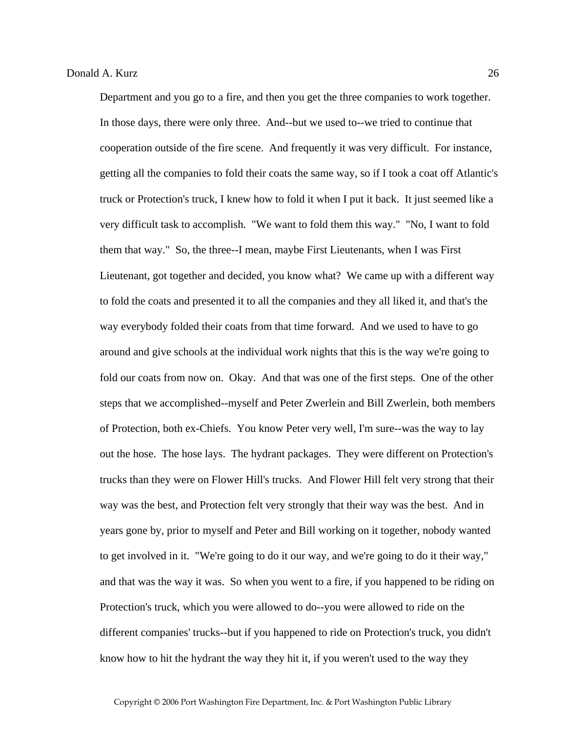Department and you go to a fire, and then you get the three companies to work together. In those days, there were only three. And--but we used to--we tried to continue that cooperation outside of the fire scene. And frequently it was very difficult. For instance, getting all the companies to fold their coats the same way, so if I took a coat off Atlantic's truck or Protection's truck, I knew how to fold it when I put it back. It just seemed like a very difficult task to accomplish. "We want to fold them this way." "No, I want to fold them that way." So, the three--I mean, maybe First Lieutenants, when I was First Lieutenant, got together and decided, you know what? We came up with a different way to fold the coats and presented it to all the companies and they all liked it, and that's the way everybody folded their coats from that time forward. And we used to have to go around and give schools at the individual work nights that this is the way we're going to fold our coats from now on. Okay. And that was one of the first steps. One of the other steps that we accomplished--myself and Peter Zwerlein and Bill Zwerlein, both members of Protection, both ex-Chiefs. You know Peter very well, I'm sure--was the way to lay out the hose. The hose lays. The hydrant packages. They were different on Protection's trucks than they were on Flower Hill's trucks. And Flower Hill felt very strong that their way was the best, and Protection felt very strongly that their way was the best. And in years gone by, prior to myself and Peter and Bill working on it together, nobody wanted to get involved in it. "We're going to do it our way, and we're going to do it their way," and that was the way it was. So when you went to a fire, if you happened to be riding on Protection's truck, which you were allowed to do--you were allowed to ride on the different companies' trucks--but if you happened to ride on Protection's truck, you didn't know how to hit the hydrant the way they hit it, if you weren't used to the way they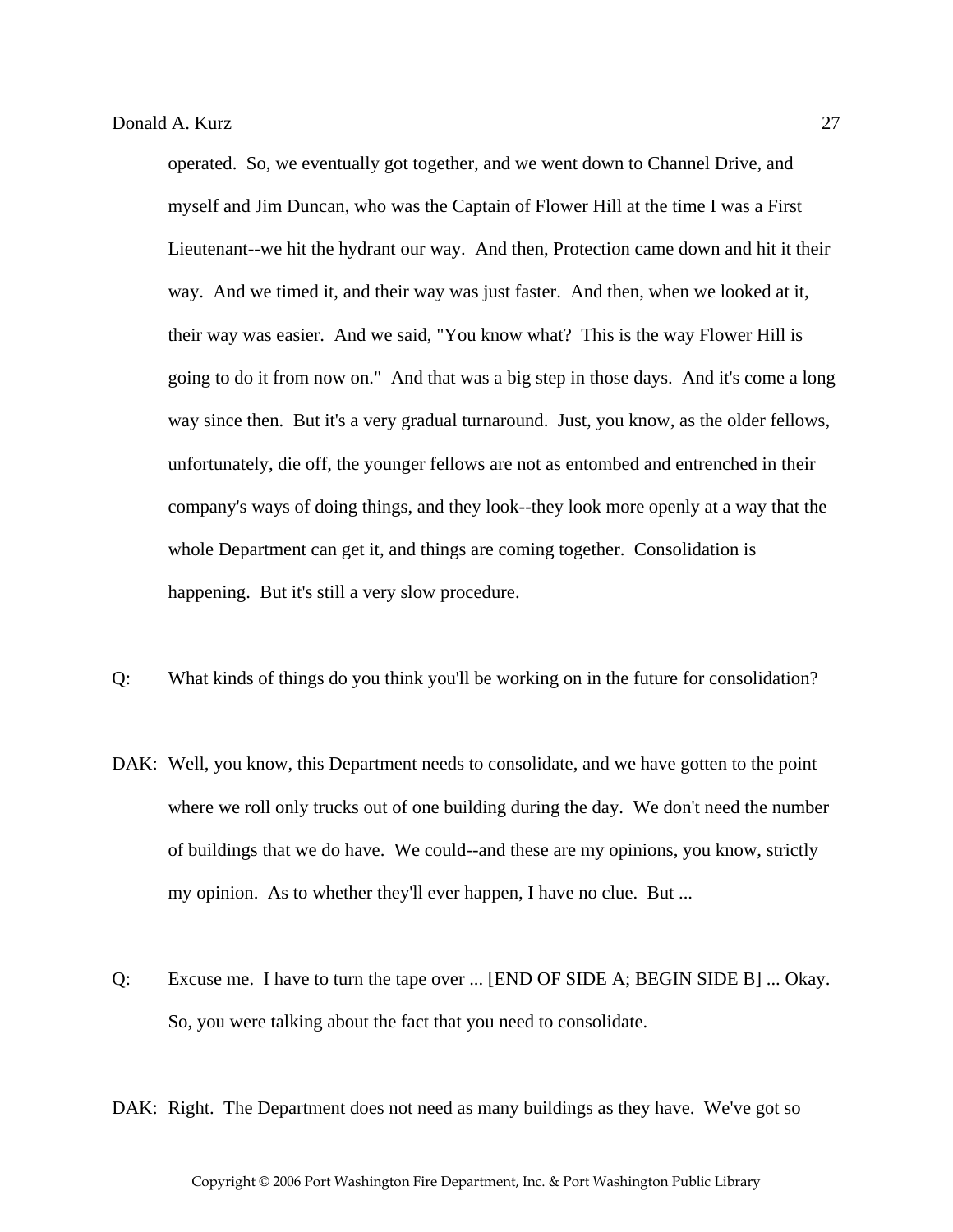operated. So, we eventually got together, and we went down to Channel Drive, and myself and Jim Duncan, who was the Captain of Flower Hill at the time I was a First Lieutenant--we hit the hydrant our way. And then, Protection came down and hit it their way. And we timed it, and their way was just faster. And then, when we looked at it, their way was easier. And we said, "You know what? This is the way Flower Hill is going to do it from now on." And that was a big step in those days. And it's come a long way since then. But it's a very gradual turnaround. Just, you know, as the older fellows, unfortunately, die off, the younger fellows are not as entombed and entrenched in their company's ways of doing things, and they look--they look more openly at a way that the whole Department can get it, and things are coming together. Consolidation is happening. But it's still a very slow procedure.

Q: What kinds of things do you think you'll be working on in the future for consolidation?

DAK: Well, you know, this Department needs to consolidate, and we have gotten to the point where we roll only trucks out of one building during the day. We don't need the number of buildings that we do have. We could--and these are my opinions, you know, strictly my opinion. As to whether they'll ever happen, I have no clue. But ...

Q: Excuse me. I have to turn the tape over ... [END OF SIDE A; BEGIN SIDE B] ... Okay. So, you were talking about the fact that you need to consolidate.

DAK: Right. The Department does not need as many buildings as they have. We've got so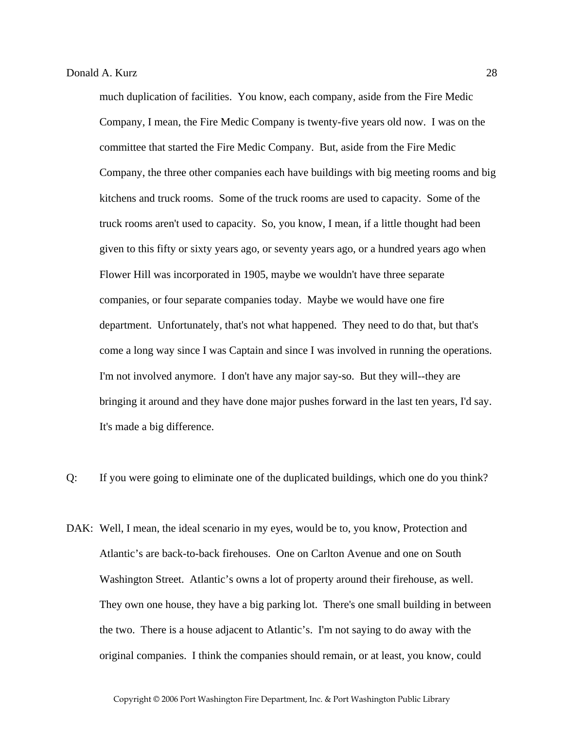much duplication of facilities. You know, each company, aside from the Fire Medic Company, I mean, the Fire Medic Company is twenty-five years old now. I was on the committee that started the Fire Medic Company. But, aside from the Fire Medic Company, the three other companies each have buildings with big meeting rooms and big kitchens and truck rooms. Some of the truck rooms are used to capacity. Some of the truck rooms aren't used to capacity. So, you know, I mean, if a little thought had been given to this fifty or sixty years ago, or seventy years ago, or a hundred years ago when Flower Hill was incorporated in 1905, maybe we wouldn't have three separate companies, or four separate companies today. Maybe we would have one fire department. Unfortunately, that's not what happened. They need to do that, but that's come a long way since I was Captain and since I was involved in running the operations. I'm not involved anymore. I don't have any major say-so. But they will--they are bringing it around and they have done major pushes forward in the last ten years, I'd say. It's made a big difference.

Q: If you were going to eliminate one of the duplicated buildings, which one do you think?

DAK: Well, I mean, the ideal scenario in my eyes, would be to, you know, Protection and Atlantic's are back-to-back firehouses. One on Carlton Avenue and one on South Washington Street. Atlantic's owns a lot of property around their firehouse, as well. They own one house, they have a big parking lot. There's one small building in between the two. There is a house adjacent to Atlantic's. I'm not saying to do away with the original companies. I think the companies should remain, or at least, you know, could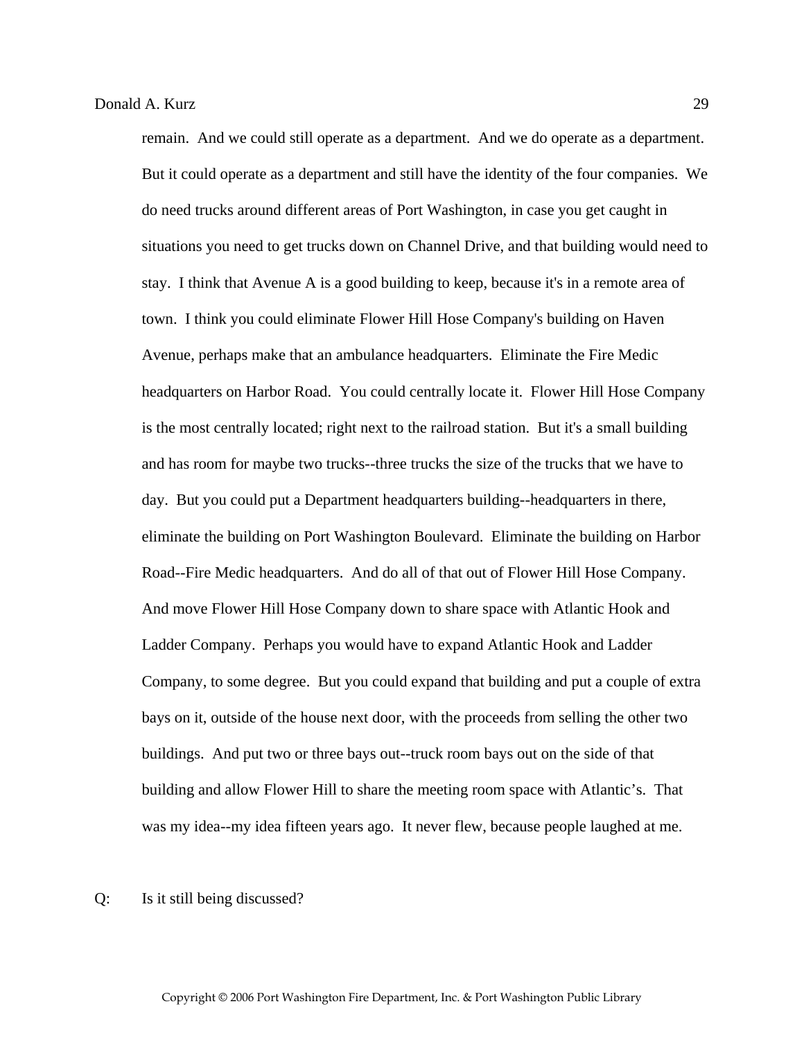remain. And we could still operate as a department. And we do operate as a department. But it could operate as a department and still have the identity of the four companies. We do need trucks around different areas of Port Washington, in case you get caught in situations you need to get trucks down on Channel Drive, and that building would need to stay. I think that Avenue A is a good building to keep, because it's in a remote area of town. I think you could eliminate Flower Hill Hose Company's building on Haven Avenue, perhaps make that an ambulance headquarters. Eliminate the Fire Medic headquarters on Harbor Road. You could centrally locate it. Flower Hill Hose Company is the most centrally located; right next to the railroad station. But it's a small building and has room for maybe two trucks--three trucks the size of the trucks that we have to day. But you could put a Department headquarters building--headquarters in there, eliminate the building on Port Washington Boulevard. Eliminate the building on Harbor Road--Fire Medic headquarters. And do all of that out of Flower Hill Hose Company. And move Flower Hill Hose Company down to share space with Atlantic Hook and Ladder Company. Perhaps you would have to expand Atlantic Hook and Ladder Company, to some degree. But you could expand that building and put a couple of extra bays on it, outside of the house next door, with the proceeds from selling the other two buildings. And put two or three bays out--truck room bays out on the side of that building and allow Flower Hill to share the meeting room space with Atlantic's. That was my idea--my idea fifteen years ago. It never flew, because people laughed at me.

Q: Is it still being discussed?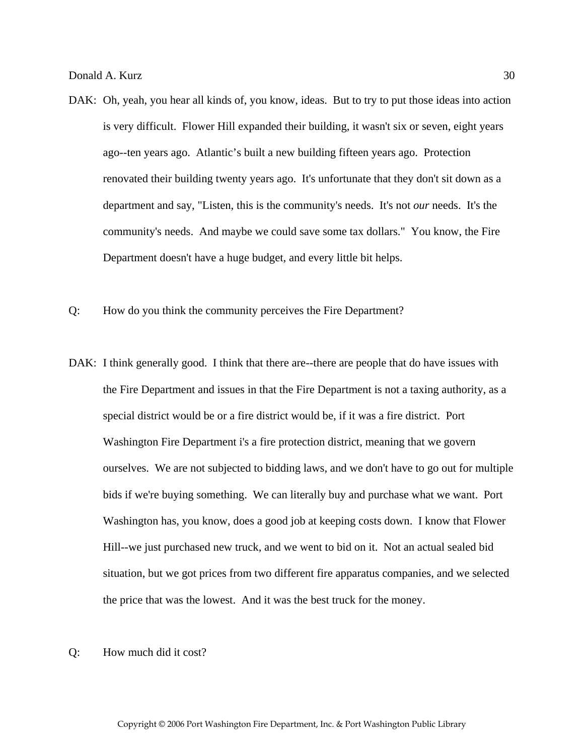DAK: Oh, yeah, you hear all kinds of, you know, ideas. But to try to put those ideas into action is very difficult. Flower Hill expanded their building, it wasn't six or seven, eight years ago--ten years ago. Atlantic's built a new building fifteen years ago. Protection renovated their building twenty years ago. It's unfortunate that they don't sit down as a department and say, "Listen, this is the community's needs. It's not *our* needs. It's the community's needs. And maybe we could save some tax dollars." You know, the Fire Department doesn't have a huge budget, and every little bit helps.

Q: How do you think the community perceives the Fire Department?

DAK: I think generally good. I think that there are--there are people that do have issues with the Fire Department and issues in that the Fire Department is not a taxing authority, as a special district would be or a fire district would be, if it was a fire district. Port Washington Fire Department i's a fire protection district, meaning that we govern ourselves. We are not subjected to bidding laws, and we don't have to go out for multiple bids if we're buying something. We can literally buy and purchase what we want. Port Washington has, you know, does a good job at keeping costs down. I know that Flower Hill--we just purchased new truck, and we went to bid on it. Not an actual sealed bid situation, but we got prices from two different fire apparatus companies, and we selected the price that was the lowest. And it was the best truck for the money.

Q: How much did it cost?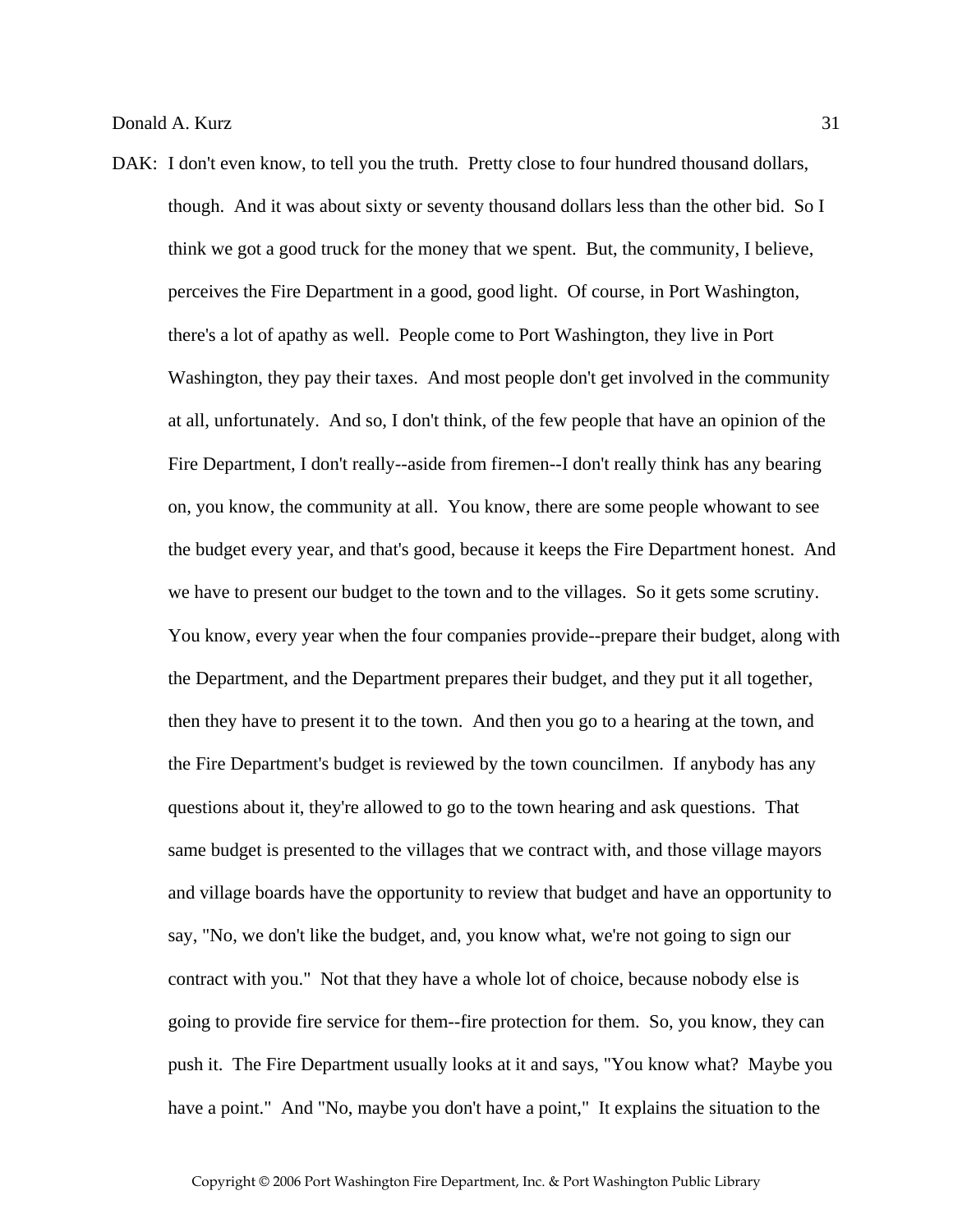DAK: I don't even know, to tell you the truth. Pretty close to four hundred thousand dollars, though. And it was about sixty or seventy thousand dollars less than the other bid. So I think we got a good truck for the money that we spent. But, the community, I believe, perceives the Fire Department in a good, good light. Of course, in Port Washington, there's a lot of apathy as well. People come to Port Washington, they live in Port Washington, they pay their taxes. And most people don't get involved in the community at all, unfortunately. And so, I don't think, of the few people that have an opinion of the Fire Department, I don't really--aside from firemen--I don't really think has any bearing on, you know, the community at all. You know, there are some people whowant to see the budget every year, and that's good, because it keeps the Fire Department honest. And we have to present our budget to the town and to the villages. So it gets some scrutiny. You know, every year when the four companies provide--prepare their budget, along with the Department, and the Department prepares their budget, and they put it all together, then they have to present it to the town. And then you go to a hearing at the town, and the Fire Department's budget is reviewed by the town councilmen. If anybody has any questions about it, they're allowed to go to the town hearing and ask questions. That same budget is presented to the villages that we contract with, and those village mayors and village boards have the opportunity to review that budget and have an opportunity to say, "No, we don't like the budget, and, you know what, we're not going to sign our contract with you." Not that they have a whole lot of choice, because nobody else is going to provide fire service for them--fire protection for them. So, you know, they can push it. The Fire Department usually looks at it and says, "You know what? Maybe you have a point." And "No, maybe you don't have a point," It explains the situation to the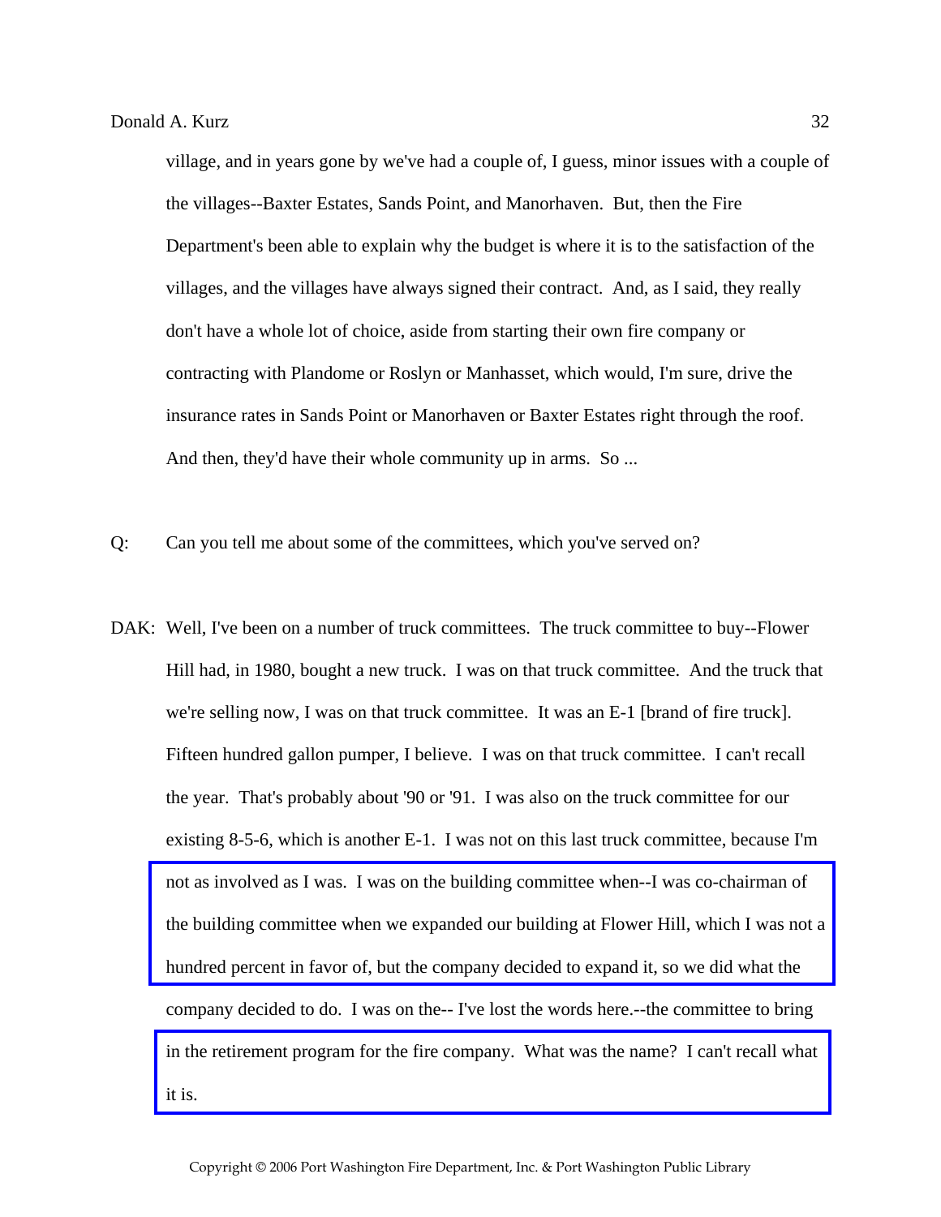village, and in years gone by we've had a couple of, I guess, minor issues with a couple of the villages--Baxter Estates, Sands Point, and Manorhaven. But, then the Fire Department's been able to explain why the budget is where it is to the satisfaction of the villages, and the villages have always signed their contract. And, as I said, they really don't have a whole lot of choice, aside from starting their own fire company or contracting with Plandome or Roslyn or Manhasset, which would, I'm sure, drive the insurance rates in Sands Point or Manorhaven or Baxter Estates right through the roof. And then, they'd have their whole community up in arms. So ...

Q: Can you tell me about some of the committees, which you've served on?

DAK: Well, I've been on a number of truck committees. The truck committee to buy--Flower Hill had, in 1980, bought a new truck. I was on that truck committee. And the truck that we're selling now, I was on that truck committee. It was an E-1 [brand of fire truck]. Fifteen hundred gallon pumper, I believe. I was on that truck committee. I can't recall the year. That's probably about '90 or '91. I was also on the truck committee for our existing 8-5-6, which is another E-1. I was not on this last truck committee, because I'm not as involved as I was. I was on the building committee when--I was co-chairman of the building committee when we expanded our building at Flower Hill, which I was not a hundred percent in favor of, but the company decided to expand it, so we did what the company decided to do. I was on the-- I've lost the words here.--the committee to bring in the retirement program for the fire company. What was the name? I can't recall what it is.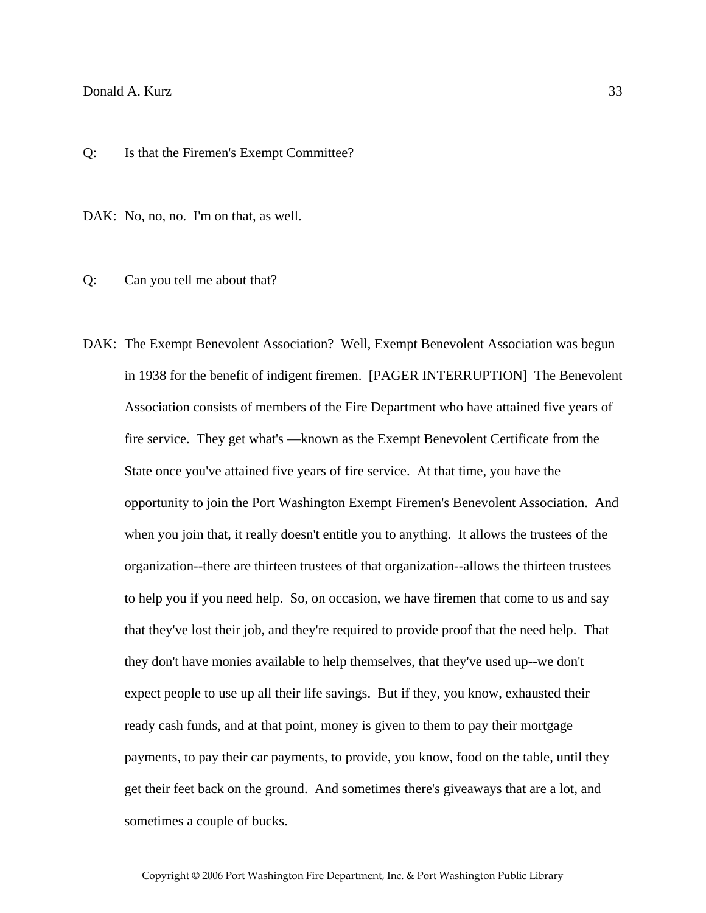Q: Is that the Firemen's Exempt Committee?

DAK: No, no, no. I'm on that, as well.

Q: Can you tell me about that?

DAK: The Exempt Benevolent Association? Well, Exempt Benevolent Association was begun in 1938 for the benefit of indigent firemen. [PAGER INTERRUPTION] The Benevolent Association consists of members of the Fire Department who have attained five years of fire service. They get what's —known as the Exempt Benevolent Certificate from the State once you've attained five years of fire service. At that time, you have the opportunity to join the Port Washington Exempt Firemen's Benevolent Association. And when you join that, it really doesn't entitle you to anything. It allows the trustees of the organization--there are thirteen trustees of that organization--allows the thirteen trustees to help you if you need help. So, on occasion, we have firemen that come to us and say that they've lost their job, and they're required to provide proof that the need help. That they don't have monies available to help themselves, that they've used up--we don't expect people to use up all their life savings. But if they, you know, exhausted their ready cash funds, and at that point, money is given to them to pay their mortgage payments, to pay their car payments, to provide, you know, food on the table, until they get their feet back on the ground. And sometimes there's giveaways that are a lot, and sometimes a couple of bucks.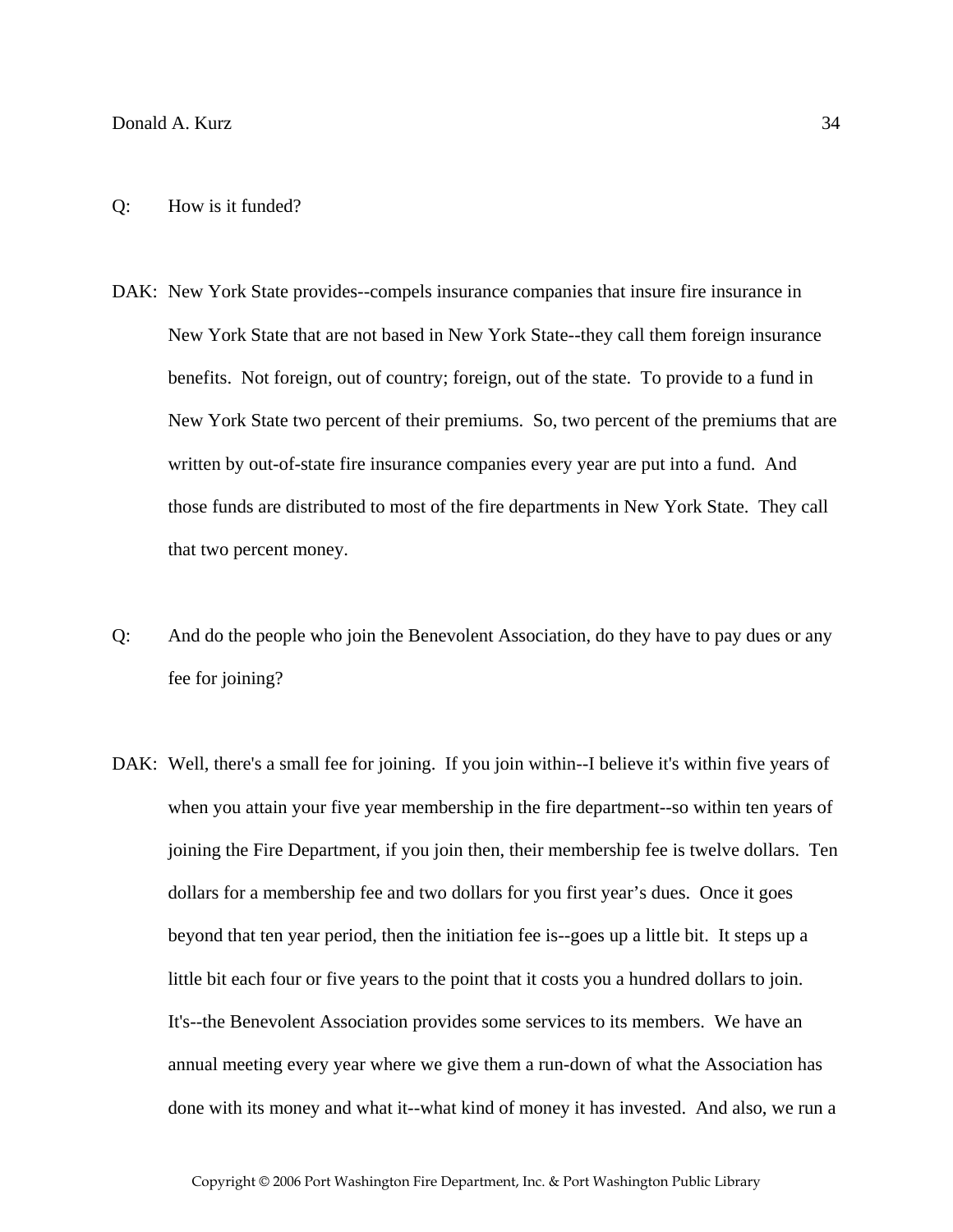Q: How is it funded?

DAK: New York State provides--compels insurance companies that insure fire insurance in New York State that are not based in New York State--they call them foreign insurance benefits. Not foreign, out of country; foreign, out of the state. To provide to a fund in New York State two percent of their premiums. So, two percent of the premiums that are written by out-of-state fire insurance companies every year are put into a fund. And those funds are distributed to most of the fire departments in New York State. They call that two percent money.

Q: And do the people who join the Benevolent Association, do they have to pay dues or any fee for joining?

DAK: Well, there's a small fee for joining. If you join within--I believe it's within five years of when you attain your five year membership in the fire department--so within ten years of joining the Fire Department, if you join then, their membership fee is twelve dollars. Ten dollars for a membership fee and two dollars for you first year’s dues. Once it goes beyond that ten year period, then the initiation fee is--goes up a little bit. It steps up a little bit each four or five years to the point that it costs you a hundred dollars to join. It's--the Benevolent Association provides some services to its members. We have an annual meeting every year where we give them a run-down of what the Association has done with its money and what it--what kind of money it has invested. And also, we run a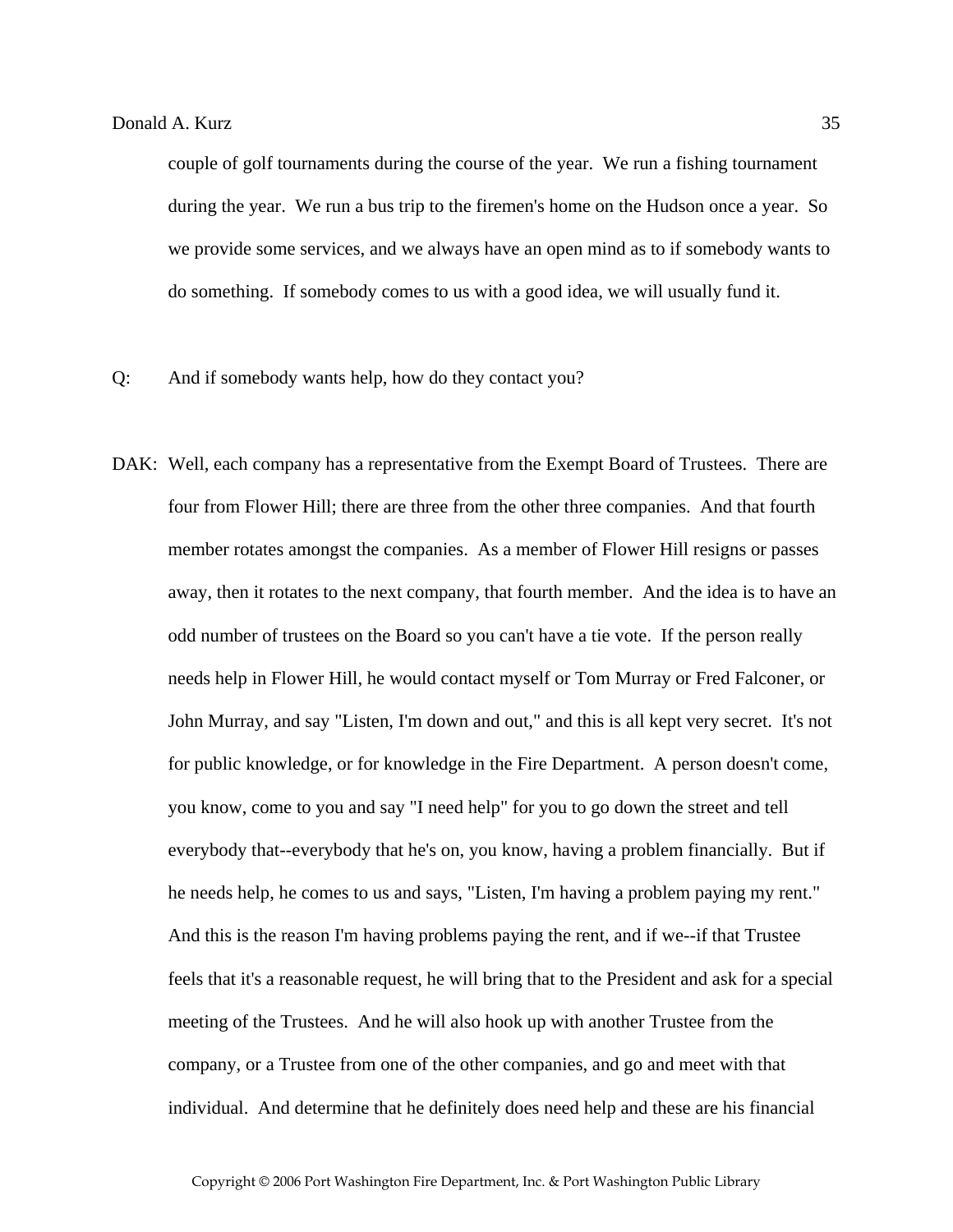couple of golf tournaments during the course of the year. We run a fishing tournament during the year. We run a bus trip to the firemen's home on the Hudson once a year. So we provide some services, and we always have an open mind as to if somebody wants to do something. If somebody comes to us with a good idea, we will usually fund it.

Q: And if somebody wants help, how do they contact you?

DAK: Well, each company has a representative from the Exempt Board of Trustees. There are four from Flower Hill; there are three from the other three companies. And that fourth member rotates amongst the companies. As a member of Flower Hill resigns or passes away, then it rotates to the next company, that fourth member. And the idea is to have an odd number of trustees on the Board so you can't have a tie vote. If the person really needs help in Flower Hill, he would contact myself or Tom Murray or Fred Falconer, or John Murray, and say "Listen, I'm down and out," and this is all kept very secret. It's not for public knowledge, or for knowledge in the Fire Department. A person doesn't come, you know, come to you and say "I need help" for you to go down the street and tell everybody that--everybody that he's on, you know, having a problem financially. But if he needs help, he comes to us and says, "Listen, I'm having a problem paying my rent." And this is the reason I'm having problems paying the rent, and if we--if that Trustee feels that it's a reasonable request, he will bring that to the President and ask for a special meeting of the Trustees. And he will also hook up with another Trustee from the company, or a Trustee from one of the other companies, and go and meet with that individual. And determine that he definitely does need help and these are his financial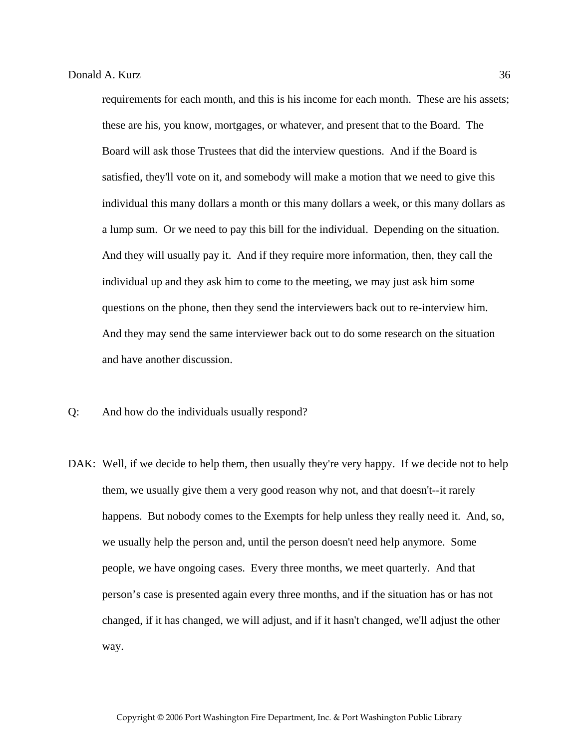requirements for each month, and this is his income for each month. These are his assets; these are his, you know, mortgages, or whatever, and present that to the Board. The Board will ask those Trustees that did the interview questions. And if the Board is satisfied, they'll vote on it, and somebody will make a motion that we need to give this individual this many dollars a month or this many dollars a week, or this many dollars as a lump sum. Or we need to pay this bill for the individual. Depending on the situation. And they will usually pay it. And if they require more information, then, they call the individual up and they ask him to come to the meeting, we may just ask him some questions on the phone, then they send the interviewers back out to re-interview him. And they may send the same interviewer back out to do some research on the situation and have another discussion.

Q: And how do the individuals usually respond?

DAK: Well, if we decide to help them, then usually they're very happy. If we decide not to help them, we usually give them a very good reason why not, and that doesn't--it rarely happens. But nobody comes to the Exempts for help unless they really need it. And, so, we usually help the person and, until the person doesn't need help anymore. Some people, we have ongoing cases. Every three months, we meet quarterly. And that person's case is presented again every three months, and if the situation has or has not changed, if it has changed, we will adjust, and if it hasn't changed, we'll adjust the other way.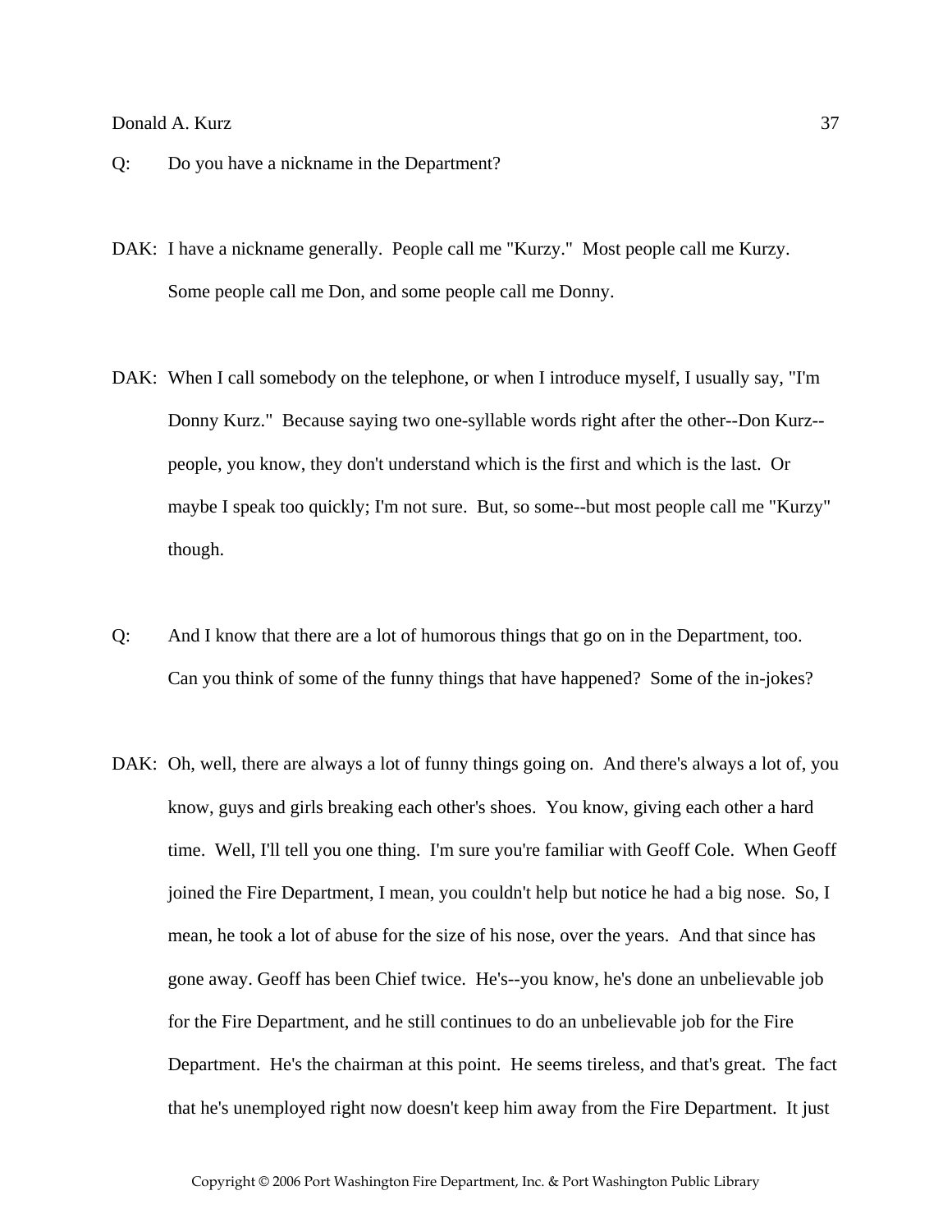Q: Do you have a nickname in the Department?

DAK: I have a nickname generally. People call me "Kurzy." Most people call me Kurzy. Some people call me Don, and some people call me Donny.

DAK: When I call somebody on the telephone, or when I introduce myself, I usually say, "I'm Donny Kurz." Because saying two one-syllable words right after the other--Don Kurz--people, you know, they don't understand which is the first and which is the last. Or maybe I speak too quickly; I'm not sure. But, so some--but most people call me "Kurzy" though.

Q: And I know that there are a lot of humorous things that go on in the Department, too. Can you think of some of the funny things that have happened? Some of the in-jokes?

DAK: Oh, well, there are always a lot of funny things going on. And there's always a lot of, you know, guys and girls breaking each other's shoes. You know, giving each other a hard time. Well, I'll tell you one thing. I'm sure you're familiar with Geoff Cole. When Geoff joined the Fire Department, I mean, you couldn't help but notice he had a big nose. So, I mean, he took a lot of abuse for the size of his nose, over the years. And that since has gone away. Geoff has been Chief twice. He's--you know, he's done an unbelievable job for the Fire Department, and he still continues to do an unbelievable job for the Fire Department. He's the chairman at this point. He seems tireless, and that's great. The fact that he's unemployed right now doesn't keep him away from the Fire Department. It just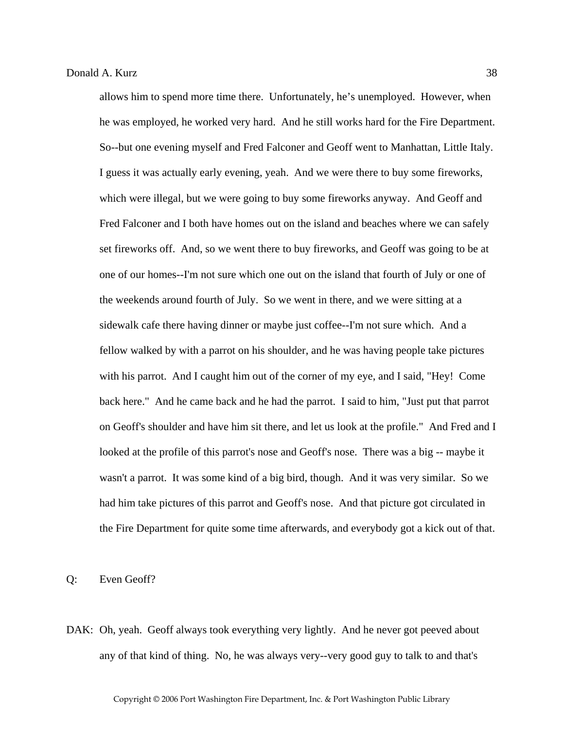allows him to spend more time there. Unfortunately, he's unemployed. However, when he was employed, he worked very hard. And he still works hard for the Fire Department. So--but one evening myself and Fred Falconer and Geoff went to Manhattan, Little Italy. I guess it was actually early evening, yeah. And we were there to buy some fireworks, which were illegal, but we were going to buy some fireworks anyway. And Geoff and Fred Falconer and I both have homes out on the island and beaches where we can safely set fireworks off. And, so we went there to buy fireworks, and Geoff was going to be at one of our homes--I'm not sure which one out on the island that fourth of July or one of the weekends around fourth of July. So we went in there, and we were sitting at a sidewalk cafe there having dinner or maybe just coffee--I'm not sure which. And a fellow walked by with a parrot on his shoulder, and he was having people take pictures with his parrot. And I caught him out of the corner of my eye, and I said, "Hey! Come back here." And he came back and he had the parrot. I said to him, "Just put that parrot on Geoff's shoulder and have him sit there, and let us look at the profile." And Fred and I looked at the profile of this parrot's nose and Geoff's nose. There was a big -- maybe it wasn't a parrot. It was some kind of a big bird, though. And it was very similar. So we had him take pictures of this parrot and Geoff's nose. And that picture got circulated in the Fire Department for quite some time afterwards, and everybody got a kick out of that.

Q: Even Geoff?

DAK: Oh, yeah. Geoff always took everything very lightly. And he never got peeved about any of that kind of thing. No, he was always very--very good guy to talk to and that's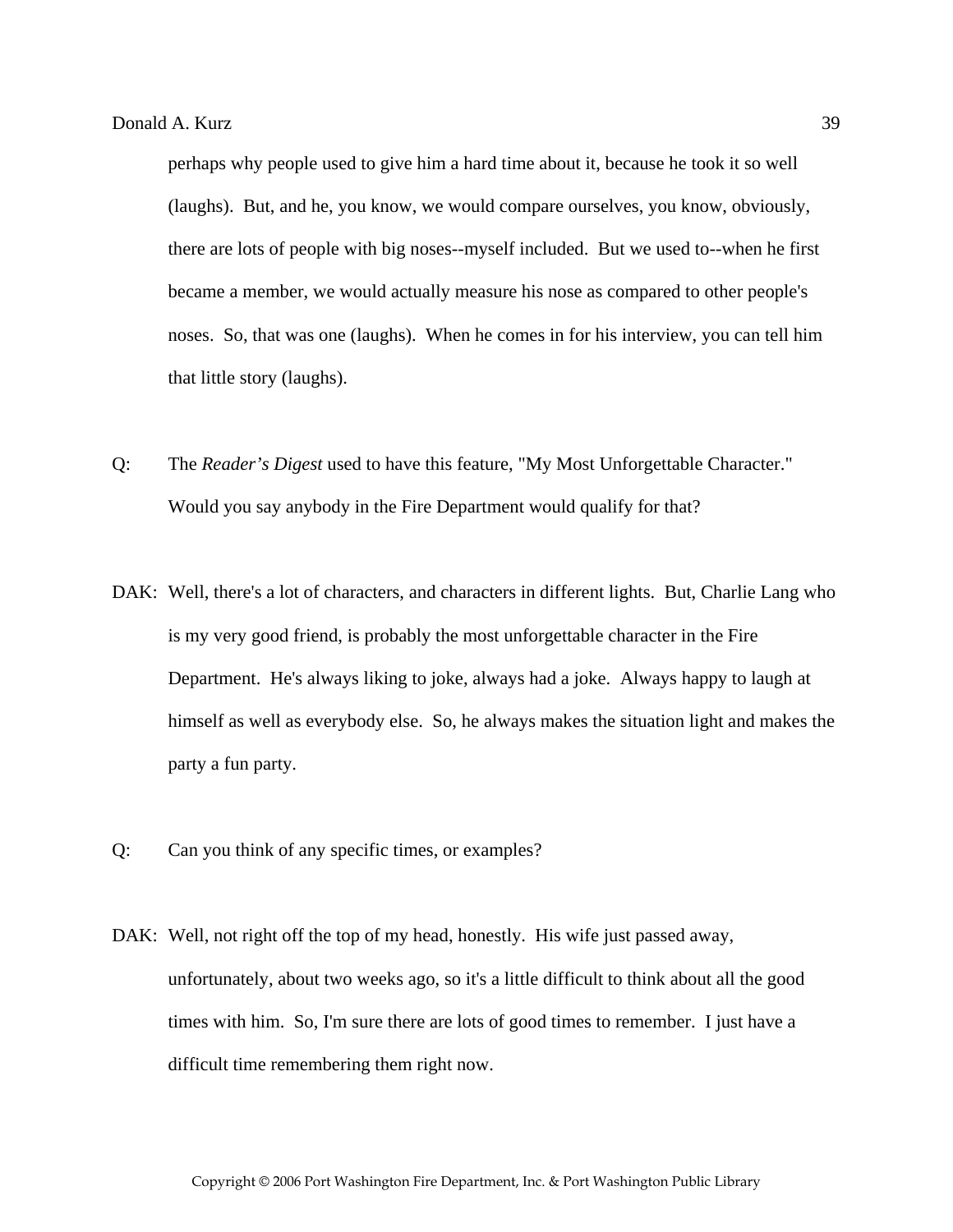perhaps why people used to give him a hard time about it, because he took it so well (laughs). But, and he, you know, we would compare ourselves, you know, obviously, there are lots of people with big noses--myself included. But we used to--when he first became a member, we would actually measure his nose as compared to other people's noses. So, that was one (laughs). When he comes in for his interview, you can tell him that little story (laughs).

Q: The *Reader's Digest* used to have this feature, "My Most Unforgettable Character." Would you say anybody in the Fire Department would qualify for that?

DAK: Well, there's a lot of characters, and characters in different lights. But, Charlie Lang who is my very good friend, is probably the most unforgettable character in the Fire Department. He's always liking to joke, always had a joke. Always happy to laugh at himself as well as everybody else. So, he always makes the situation light and makes the party a fun party.

Q: Can you think of any specific times, or examples?

DAK: Well, not right off the top of my head, honestly. His wife just passed away, unfortunately, about two weeks ago, so it's a little difficult to think about all the good times with him. So, I'm sure there are lots of good times to remember. I just have a difficult time remembering them right now.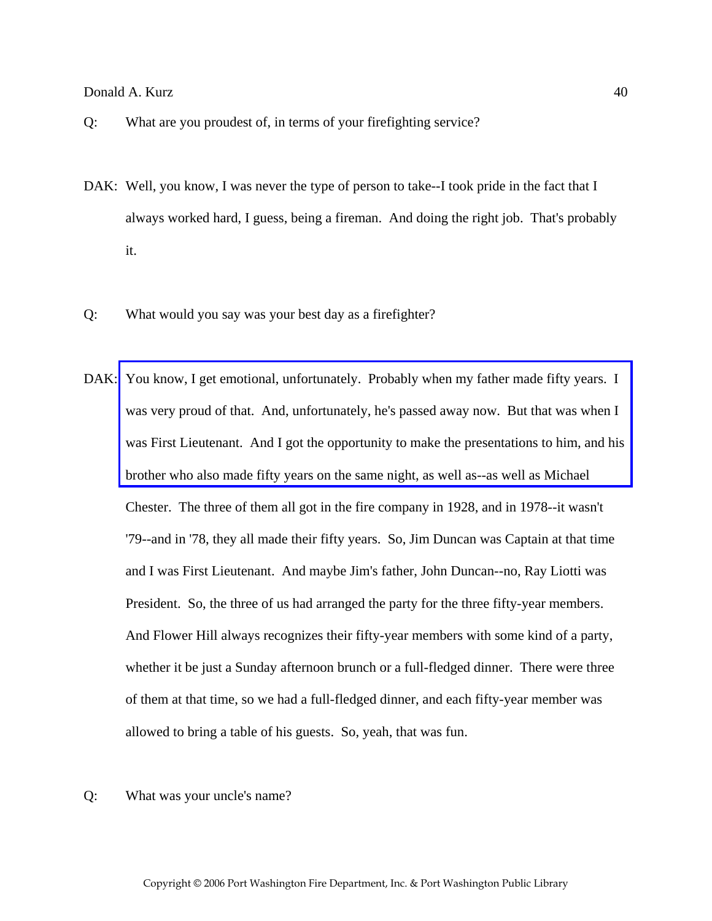Q: What are you proudest of, in terms of your firefighting service?

DAK: Well, you know, I was never the type of person to take--I took pride in the fact that I always worked hard, I guess, being a fireman. And doing the right job. That's probably it.

Q: What would you say was your best day as a firefighter?

DAK: You know, I get emotional, unfortunately. Probably when my father made fifty years. I was very proud of that. And, unfortunately, he's passed away now. But that was when I was First Lieutenant. And I got the opportunity to make the presentations to him, and his brother who also made fifty years on the same night, as well as--as well as Michael Chester. The three of them all got in the fire company in 1928, and in 1978--it wasn't '79--and in '78, they all made their fifty years. So, Jim Duncan was Captain at that time and I was First Lieutenant. And maybe Jim's father, John Duncan--no, Ray Liotti was President. So, the three of us had arranged the party for the three fifty-year members. And Flower Hill always recognizes their fifty-year members with some kind of a party, whether it be just a Sunday afternoon brunch or a full-fledged dinner. There were three of them at that time, so we had a full-fledged dinner, and each fifty-year member was allowed to bring a table of his guests. So, yeah, that was fun.

Q: What was your uncle's name?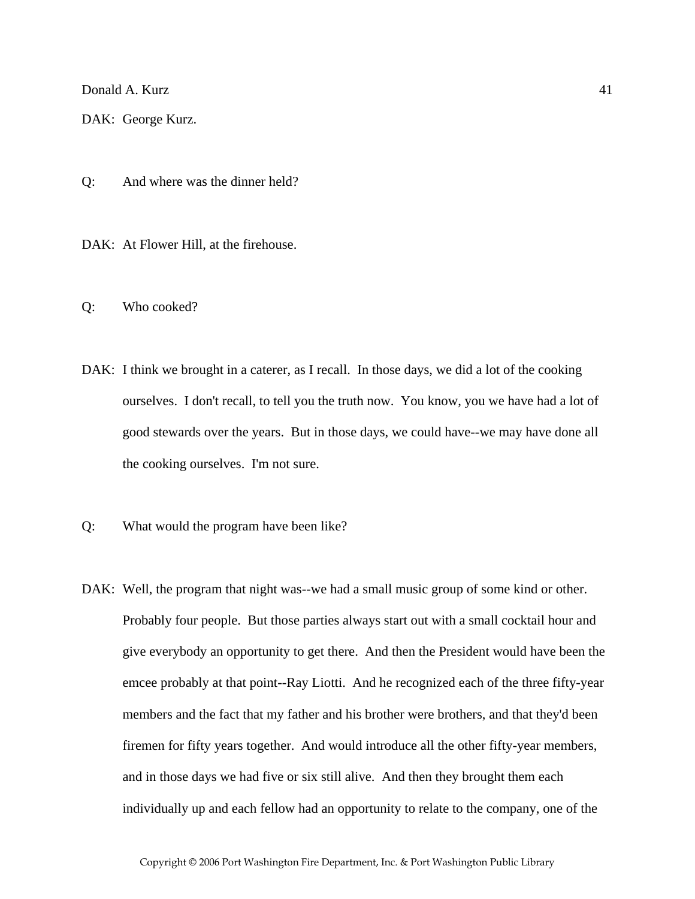DAK: George Kurz.

Q: And where was the dinner held?

DAK: At Flower Hill, at the firehouse.

Q: Who cooked?

DAK: I think we brought in a caterer, as I recall. In those days, we did a lot of the cooking ourselves. I don't recall, to tell you the truth now. You know, you we have had a lot of good stewards over the years. But in those days, we could have--we may have done all the cooking ourselves. I'm not sure.

Q: What would the program have been like?

DAK: Well, the program that night was--we had a small music group of some kind or other. Probably four people. But those parties always start out with a small cocktail hour and give everybody an opportunity to get there. And then the President would have been the emcee probably at that point--Ray Liotti. And he recognized each of the three fifty-year members and the fact that my father and his brother were brothers, and that they'd been firemen for fifty years together. And would introduce all the other fifty-year members, and in those days we had five or six still alive. And then they brought them each individually up and each fellow had an opportunity to relate to the company, one of the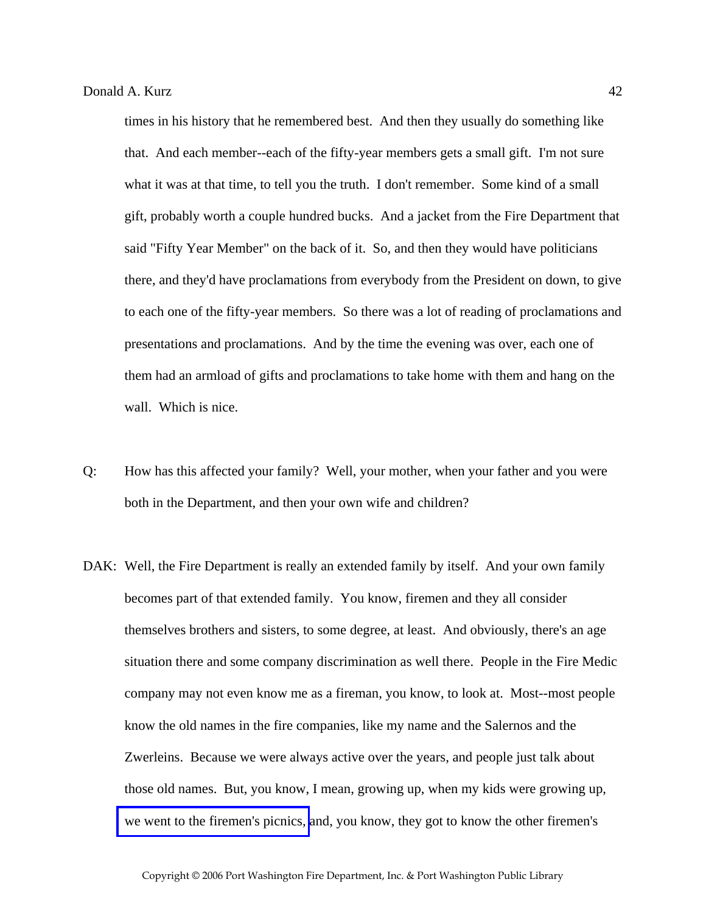times in his history that he remembered best. And then they usually do something like that. And each member--each of the fifty-year members gets a small gift. I'm not sure what it was at that time, to tell you the truth. I don't remember. Some kind of a small gift, probably worth a couple hundred bucks. And a jacket from the Fire Department that said "Fifty Year Member" on the back of it. So, and then they would have politicians there, and they'd have proclamations from everybody from the President on down, to give to each one of the fifty-year members. So there was a lot of reading of proclamations and presentations and proclamations. And by the time the evening was over, each one of them had an armload of gifts and proclamations to take home with them and hang on the wall. Which is nice.

Q: How has this affected your family? Well, your mother, when your father and you were both in the Department, and then your own wife and children?

DAK: Well, the Fire Department is really an extended family by itself. And your own family becomes part of that extended family. You know, firemen and they all consider themselves brothers and sisters, to some degree, at least. And obviously, there's an age situation there and some company discrimination as well there. People in the Fire Medic company may not even know me as a fireman, you know, to look at. Most--most people know the old names in the fire companies, like my name and the Salernos and the Zwerleins. Because we were always active over the years, and people just talk about those old names. But, you know, I mean, growing up, when my kids were growing up, we went to the firemen's picnics, and, you know, they got to know the other firemen's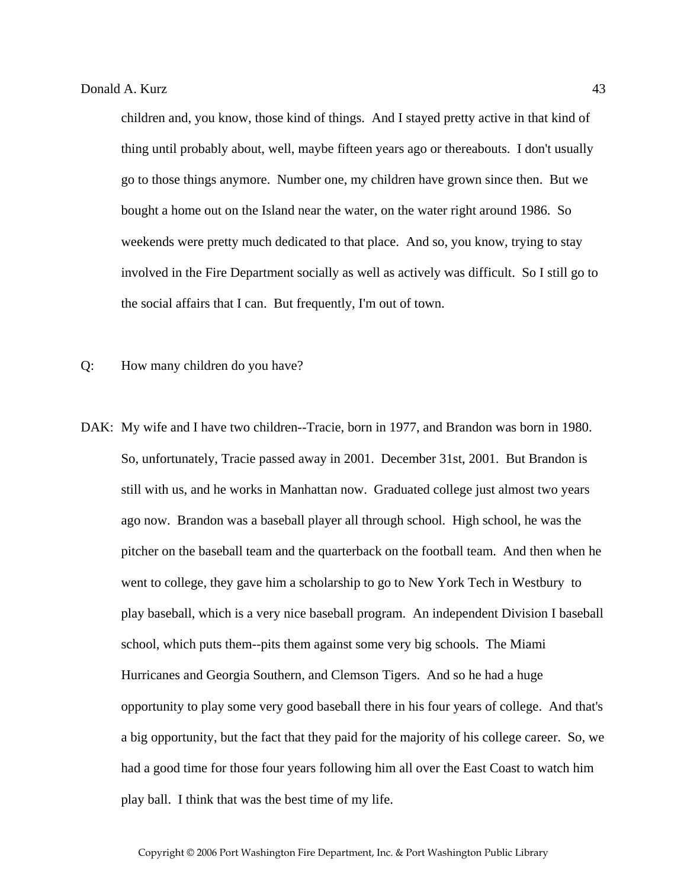children and, you know, those kind of things. And I stayed pretty active in that kind of thing until probably about, well, maybe fifteen years ago or thereabouts. I don't usually go to those things anymore. Number one, my children have grown since then. But we bought a home out on the Island near the water, on the water right around 1986. So weekends were pretty much dedicated to that place. And so, you know, trying to stay involved in the Fire Department socially as well as actively was difficult. So I still go to the social affairs that I can. But frequently, I'm out of town.

Q: How many children do you have?

DAK: My wife and I have two children--Tracie, born in 1977, and Brandon was born in 1980. So, unfortunately, Tracie passed away in 2001. December 31st, 2001. But Brandon is still with us, and he works in Manhattan now. Graduated college just almost two years ago now. Brandon was a baseball player all through school. High school, he was the pitcher on the baseball team and the quarterback on the football team. And then when he went to college, they gave him a scholarship to go to New York Tech in Westbury to play baseball, which is a very nice baseball program. An independent Division I baseball school, which puts them--pits them against some very big schools. The Miami Hurricanes and Georgia Southern, and Clemson Tigers. And so he had a huge opportunity to play some very good baseball there in his four years of college. And that's a big opportunity, but the fact that they paid for the majority of his college career. So, we had a good time for those four years following him all over the East Coast to watch him play ball. I think that was the best time of my life.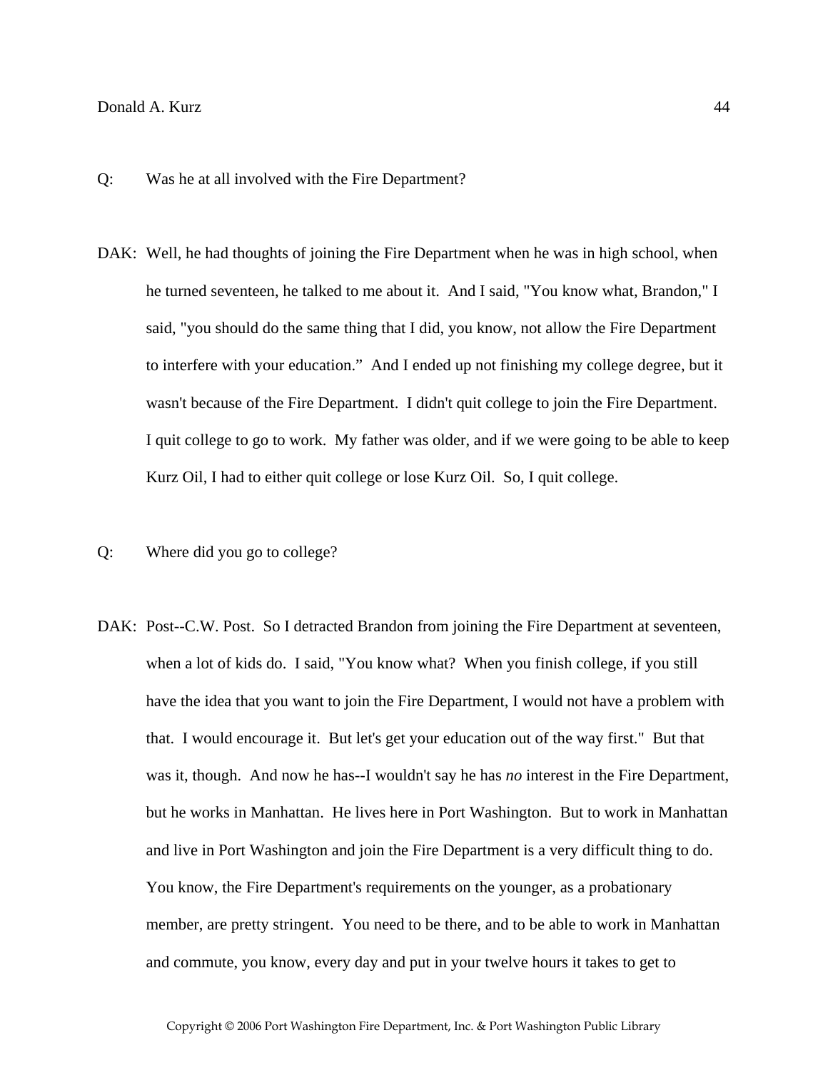Q: Was he at all involved with the Fire Department?

DAK: Well, he had thoughts of joining the Fire Department when he was in high school, when he turned seventeen, he talked to me about it. And I said, "You know what, Brandon," I said, "you should do the same thing that I did, you know, not allow the Fire Department to interfere with your education." And I ended up not finishing my college degree, but it wasn't because of the Fire Department. I didn't quit college to join the Fire Department. I quit college to go to work. My father was older, and if we were going to be able to keep Kurz Oil, I had to either quit college or lose Kurz Oil. So, I quit college.

Q: Where did you go to college?

DAK: Post--C.W. Post. So I detracted Brandon from joining the Fire Department at seventeen, when a lot of kids do. I said, "You know what? When you finish college, if you still have the idea that you want to join the Fire Department, I would not have a problem with that. I would encourage it. But let's get your education out of the way first." But that was it, though. And now he has--I wouldn't say he has *no* interest in the Fire Department, but he works in Manhattan. He lives here in Port Washington. But to work in Manhattan and live in Port Washington and join the Fire Department is a very difficult thing to do. You know, the Fire Department's requirements on the younger, as a probationary member, are pretty stringent. You need to be there, and to be able to work in Manhattan and commute, you know, every day and put in your twelve hours it takes to get to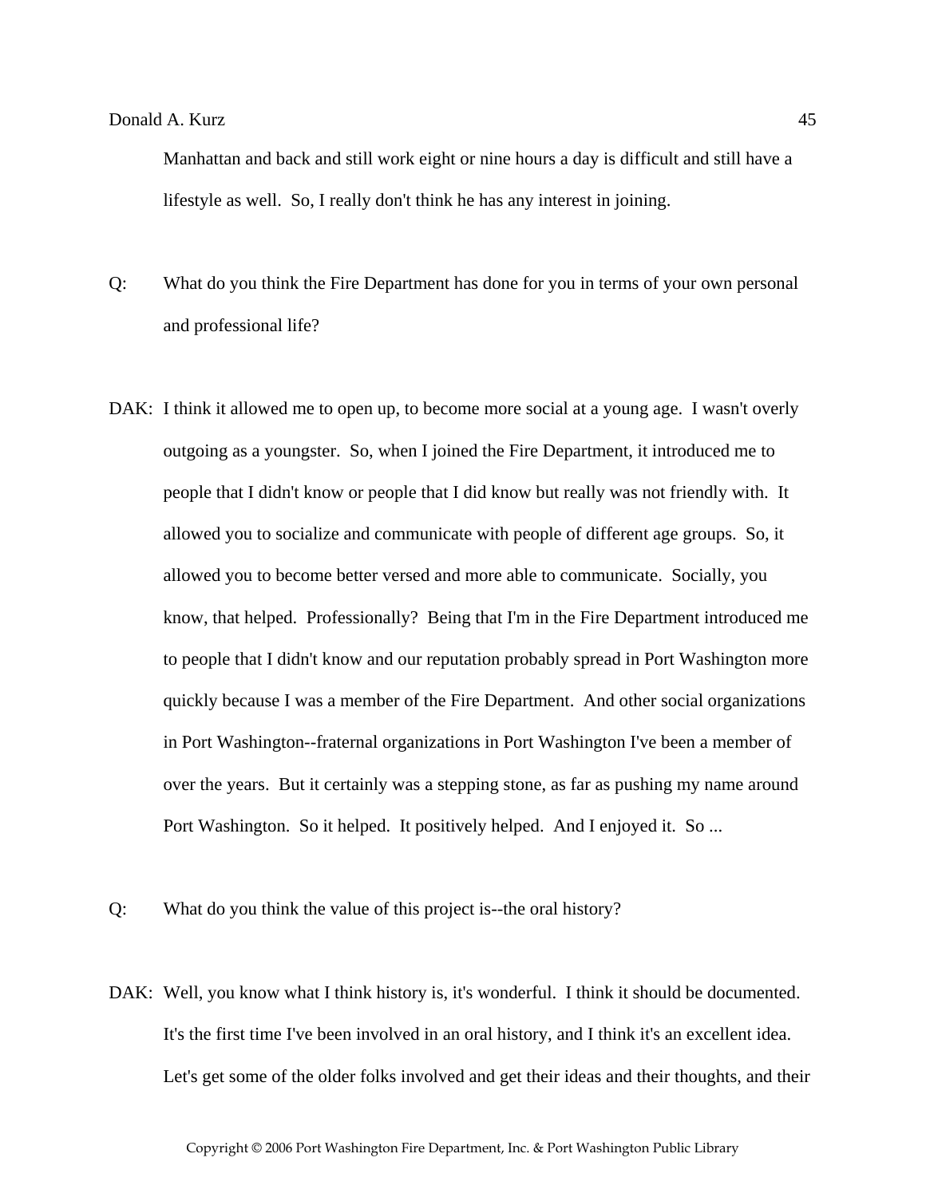Manhattan and back and still work eight or nine hours a day is difficult and still have a lifestyle as well. So, I really don't think he has any interest in joining.

Q: What do you think the Fire Department has done for you in terms of your own personal and professional life?

DAK: I think it allowed me to open up, to become more social at a young age. I wasn't overly outgoing as a youngster. So, when I joined the Fire Department, it introduced me to people that I didn't know or people that I did know but really was not friendly with. It allowed you to socialize and communicate with people of different age groups. So, it allowed you to become better versed and more able to communicate. Socially, you know, that helped. Professionally? Being that I'm in the Fire Department introduced me to people that I didn't know and our reputation probably spread in Port Washington more quickly because I was a member of the Fire Department. And other social organizations in Port Washington--fraternal organizations in Port Washington I've been a member of over the years. But it certainly was a stepping stone, as far as pushing my name around Port Washington. So it helped. It positively helped. And I enjoyed it. So ...

Q: What do you think the value of this project is--the oral history?

DAK: Well, you know what I think history is, it's wonderful. I think it should be documented. It's the first time I've been involved in an oral history, and I think it's an excellent idea. Let's get some of the older folks involved and get their ideas and their thoughts, and their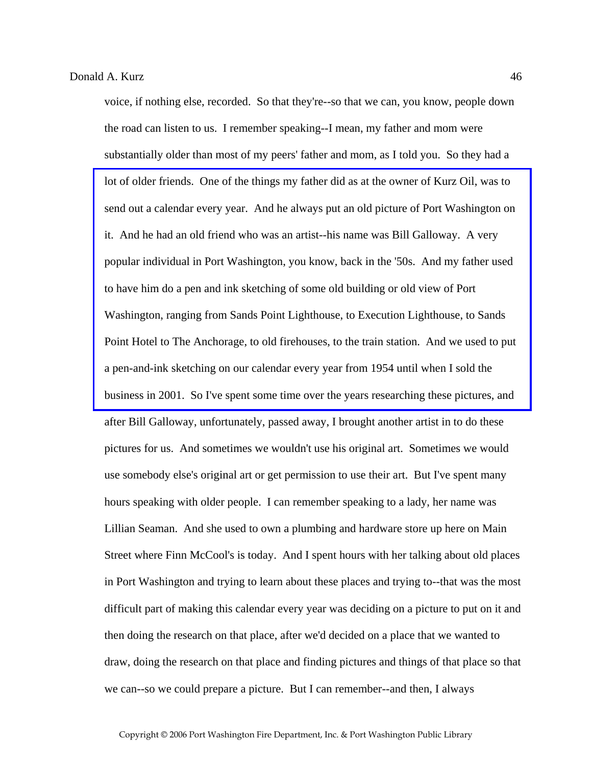voice, if nothing else, recorded. So that they're--so that we can, you know, people down the road can listen to us. I remember speaking--I mean, my father and mom were substantially older than most of my peers' father and mom, as I told you. So they had a lot of older friends. One of the things my father did as at the owner of Kurz Oil, was to send out a calendar every year. And he always put an old picture of Port Washington on it. And he had an old friend who was an artist--his name was Bill Galloway. A very popular individual in Port Washington, you know, back in the '50s. And my father used to have him do a pen and ink sketching of some old building or old view of Port Washington, ranging from Sands Point Lighthouse, to Execution Lighthouse, to Sands Point Hotel to The Anchorage, to old firehouses, to the train station. And we used to put a pen-and-ink sketching on our calendar every year from 1954 until when I sold the business in 2001. So I've spent some time over the years researching these pictures, and after Bill Galloway, unfortunately, passed away, I brought another artist in to do these pictures for us. And sometimes we wouldn't use his original art. Sometimes we would use somebody else's original art or get permission to use their art. But I've spent many hours speaking with older people. I can remember speaking to a lady, her name was Lillian Seaman. And she used to own a plumbing and hardware store up here on Main Street where Finn McCool's is today. And I spent hours with her talking about old places in Port Washington and trying to learn about these places and trying to--that was the most difficult part of making this calendar every year was deciding on a picture to put on it and then doing the research on that place, after we'd decided on a place that we wanted to draw, doing the research on that place and finding pictures and things of that place so that we can--so we could prepare a picture. But I can remember--and then, I always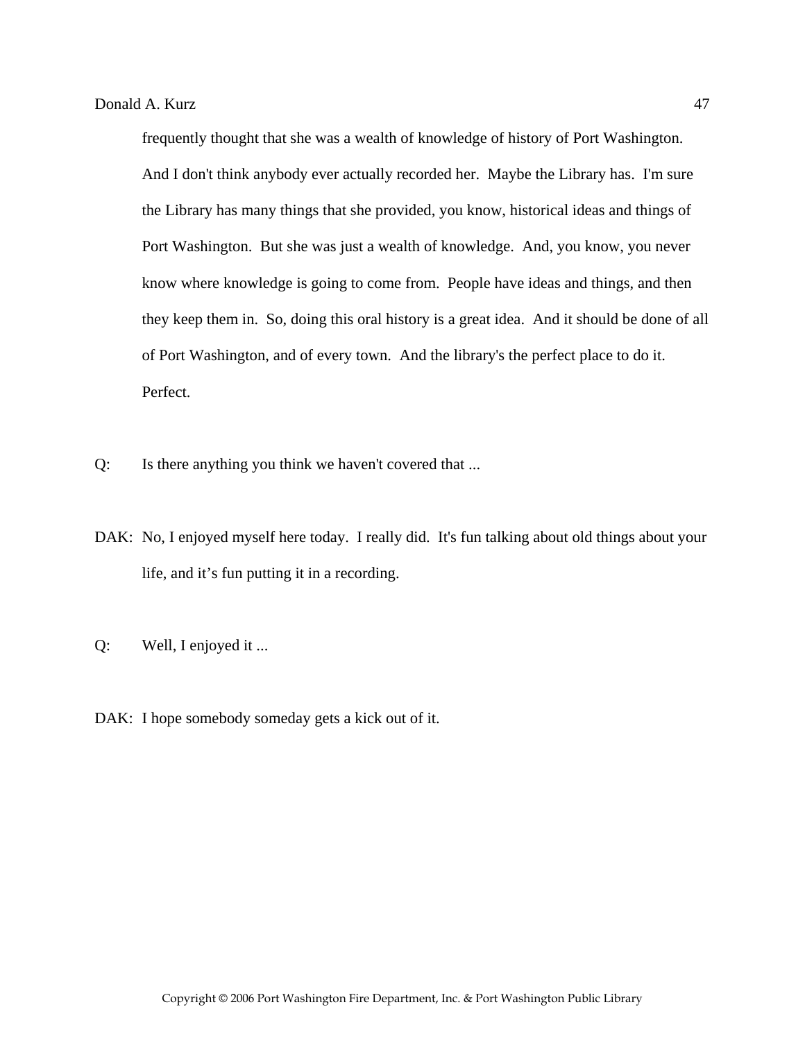frequently thought that she was a wealth of knowledge of history of Port Washington. And I don't think anybody ever actually recorded her. Maybe the Library has. I'm sure the Library has many things that she provided, you know, historical ideas and things of Port Washington. But she was just a wealth of knowledge. And, you know, you never know where knowledge is going to come from. People have ideas and things, and then they keep them in. So, doing this oral history is a great idea. And it should be done of all of Port Washington, and of every town. And the library's the perfect place to do it. Perfect.

Q: Is there anything you think we haven't covered that ...

DAK: No, I enjoyed myself here today. I really did. It's fun talking about old things about your life, and it's fun putting it in a recording.

Q: Well, I enjoyed it ...

DAK: I hope somebody someday gets a kick out of it.